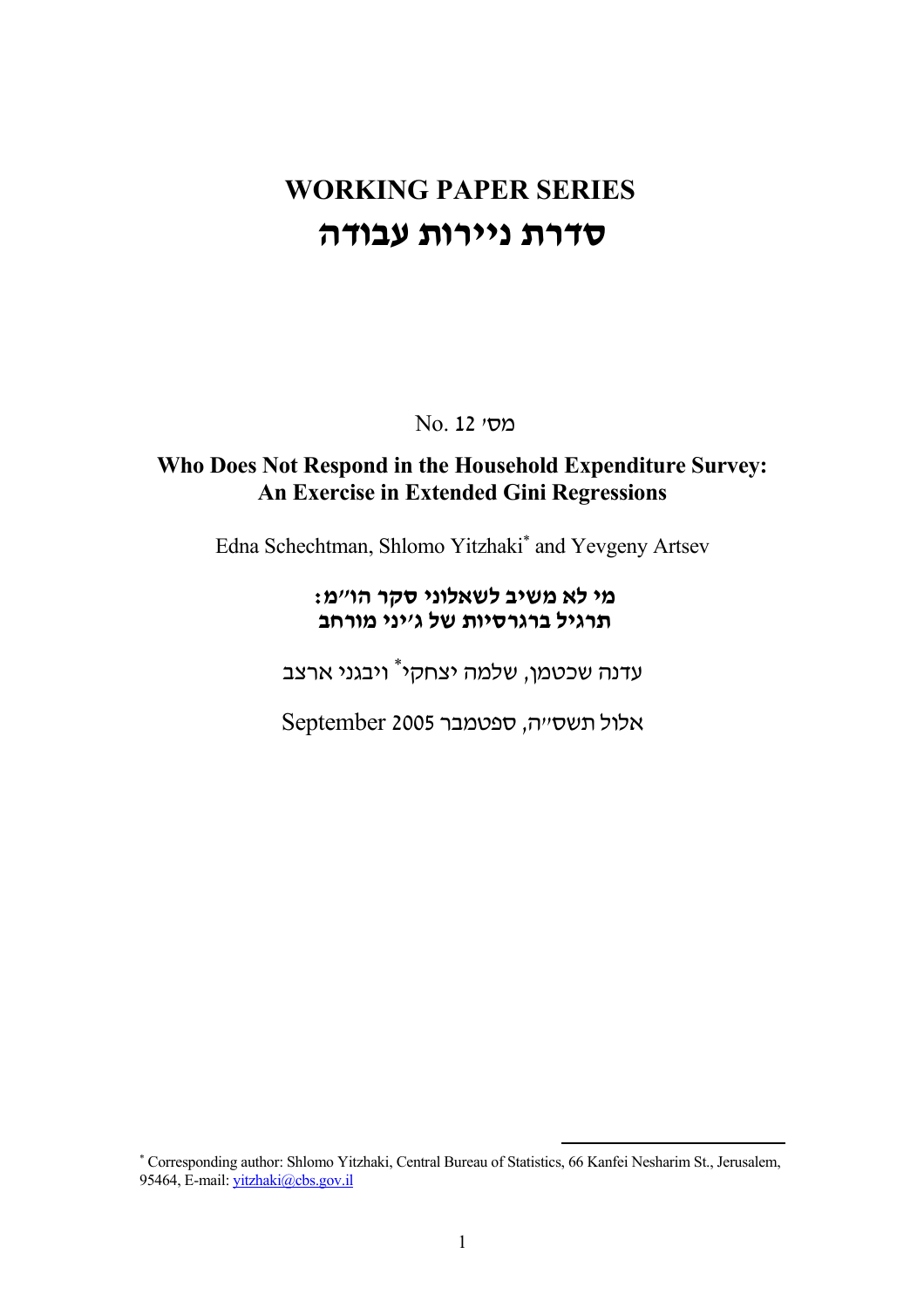# WORKING PAPER SERIES

# סדרת ניירות עבודה

No. 12 מס'

## Who Does Not Respond in the Household Expenditure Survey: An Exercise in Extended Gini Regressions

Edna Schechtman, Shlomo Yitzhaki* and Yevgeny Artsev

**מי לא משיב לשאלוני סקר הו"מ:**
**תרגיל ברגרסיות של ג'יני מורחב**

עדנה שכטמן, שלמה יצחקי* ויבגני ארצב

September 2005 אלול תשס"ה, ספטמבר

---

* Corresponding author: Shlomo Yitzhaki, Central Bureau of Statistics, 66 Kanfei Nesharim St., Jerusalem, 95464, E-mail: yitzhaki@cbs.gov.il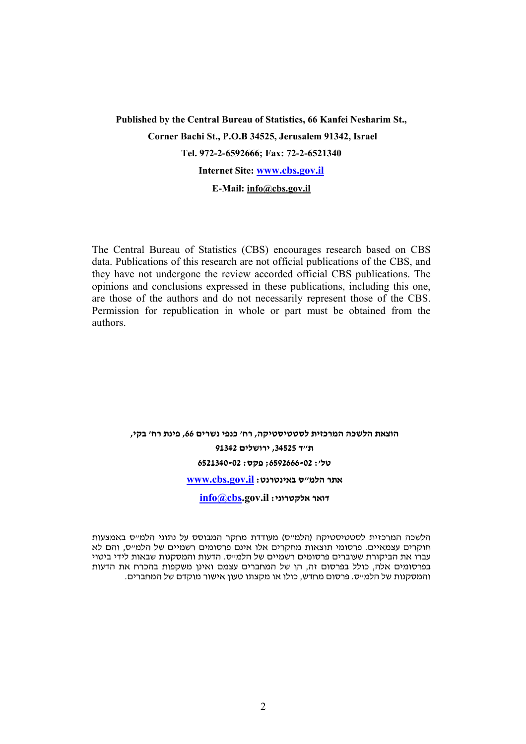**Published by the Central Bureau of Statistics, 66 Kanfei Nesharim St.,**

**Corner Bachi St., P.O.B 34525, Jerusalem 91342, Israel**

**Tel. 972-2-6592666; Fax: 72-2-6521340**

**Internet Site: www.cbs.gov.il**

**E-Mail: info@cbs.gov.il**

The Central Bureau of Statistics (CBS) encourages research based on CBS data. Publications of this research are not official publications of the CBS, and they have not undergone the review accorded official CBS publications. The opinions and conclusions expressed in these publications, including this one, are those of the authors and do not necessarily represent those of the CBS. Permission for republication in whole or part must be obtained from the authors.

**הוצאת הלשכה המרכזית לסטטיסטיקה, רח' כנפי נשרים 66, פינת רח' בקי,**

**ת"ד 34525, ירושלים 91342**

**טל': 02-6592666; פקס: 02-6521340**

**אתר הלמ"ס באינטרנט: www.cbs.gov.il**

**דואר אלקטרוני: info@cbs.gov.il**

הלשכה המרכזית לסטטיסטיקה (הלמ"ס) מעודדת מחקר המבוסס על נתוני הלמ"ס באמצעות חוקרים עצמאיים. פרסומי תוצאות מחקרים אלו אינם פרסומים רשמיים של הלמ"ס, והם לא עברו את הביקורת שעוברים פרסומים רשמיים של הלמ"ס. הדעות והמסקנות שבאות לידי ביטוי בפרסומים אלה, כולל בפרסום זה, הן של המחברים עצמם ואינן משקפות בהכרח את הדעות והמסקנות של הלמ"ס. פרסום מחדש, כולו או מקצתו טעון אישור מוקדם של המחברים.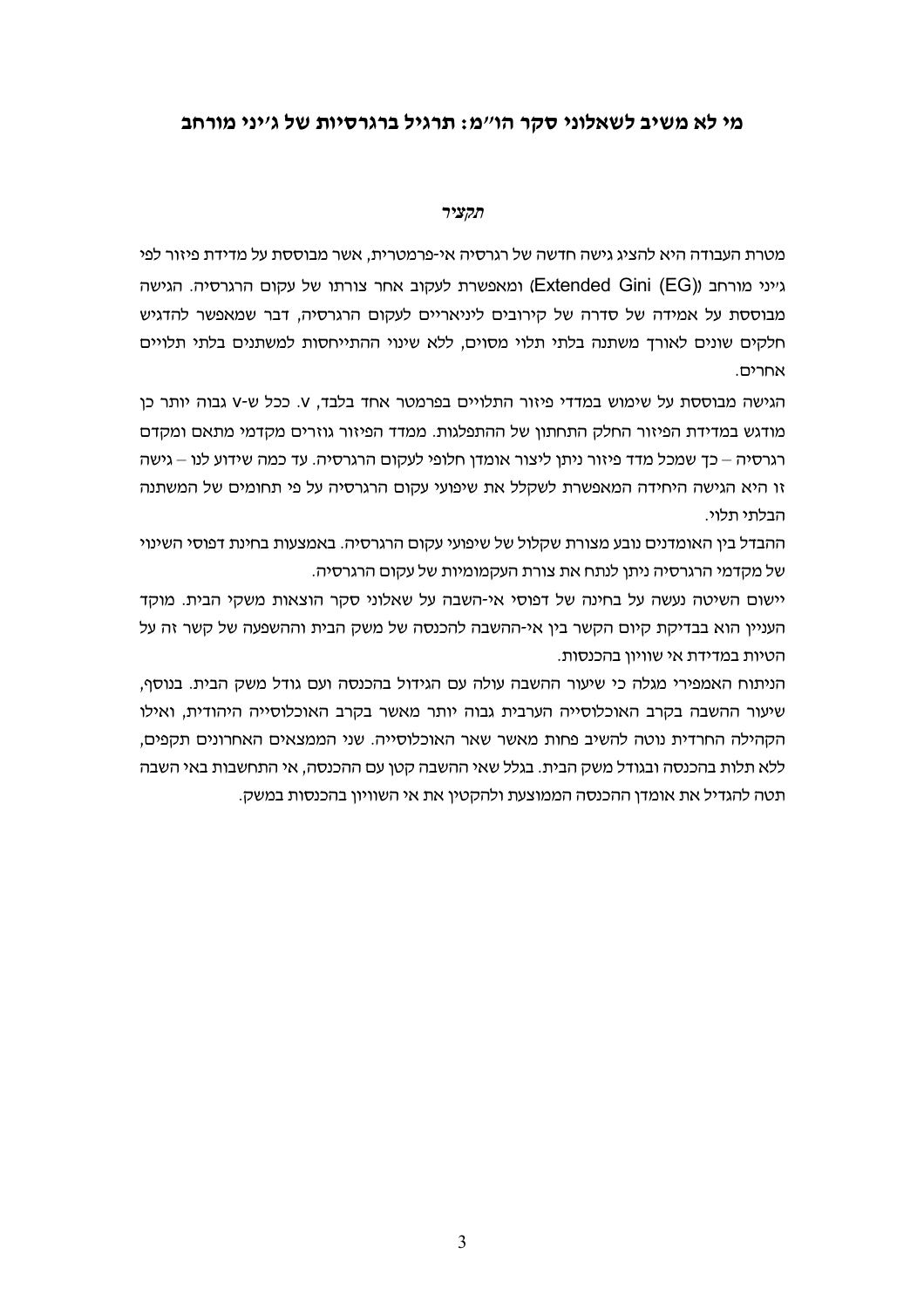# מי לא משיב לשאלוני סקר הו"מ: תרגיל ברגרסיות של ג'יני מורחב

### *תקציר*

מטרת העבודה היא להציג גישה חדשה של רגרסיה אי-פרמטרית, אשר מבוססת על מדידת פיזור לפי ג'יני מורחב ((Extended Gini (EG) ומאפשרת לעקוב אחר צורתו של עקום הרגרסיה. הגישה מבוססת על אמידה של סדרה של קירובים ליניאריים לעקום הרגרסיה, דבר שמאפשר להדגיש חלקים שונים לאורך משתנה בלתי תלוי מסוים, ללא שינוי ההתייחסות למשתנים בלתי תלויים אחרים.

הגישה מבוססת על שימוש במדדי פיזור התלויים בפרמטר אחד בלבד, v. ככל ש-v גבוה יותר כן מודגש במדידת הפיזור החלק התחתון של ההתפלגות. ממדד הפיזור גוזרים מקדמי מתאם ומקדם רגרסיה – כך שמכל מדד פיזור ניתן ליצור אומדן חלופי לעקום הרגרסיה. עד כמה שידוע לנו – גישה זו היא הגישה היחידה המאפשרת לשקלל את שיפועי עקום הרגרסיה על פי תחומים של המשתנה הבלתי תלוי.

ההבדל בין האומדנים נובע מצורת שקלול של שיפועי עקום הרגרסיה. באמצעות בחינת דפוסי השינוי של מקדמי הרגרסיה ניתן לנתח את צורת העקמומיות של עקום הרגרסיה.

יישום השיטה נעשה על בחינה של דפוסי אי-השבה על שאלוני סקר הוצאות משקי הבית. מוקד העניין הוא בבדיקת קיום הקשר בין אי-ההשבה להכנסה של משק הבית וההשפעה של קשר זה על הטיות במדידת אי שוויון בהכנסות.

הניתוח האמפירי מגלה כי שיעור ההשבה עולה עם הגידול בהכנסה ועם גודל משק הבית. בנוסף, שיעור ההשבה בקרב האוכלוסייה הערבית גבוה יותר מאשר בקרב האוכלוסייה היהודית, ואילו הקהילה החרדית נוטה להשיב פחות מאשר שאר האוכלוסייה. שני הממצאים האחרונים תקפים, ללא תלות בהכנסה ובגודל משק הבית. בגלל שאי ההשבה קטן עם ההכנסה, אי התחשבות באי השבה תטה להגדיל את אומדן ההכנסה הממוצעת ולהקטין את אי השוויון בהכנסות במשק.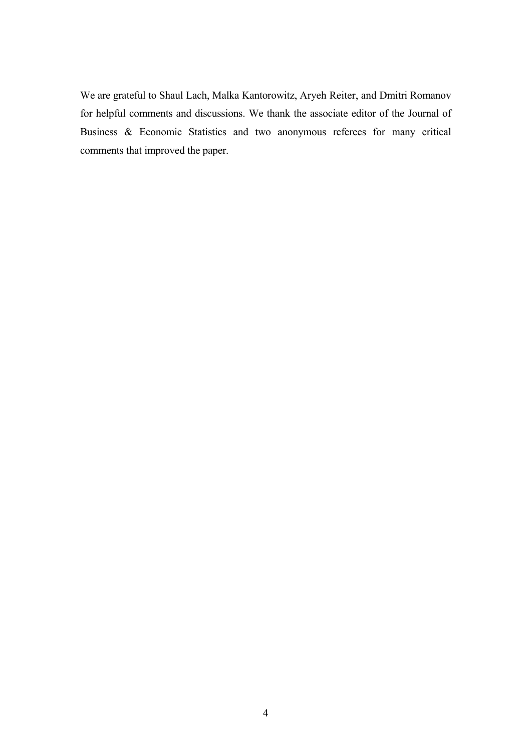We are grateful to Shaul Lach, Malka Kantorowitz, Aryeh Reiter, and Dmitri Romanov for helpful comments and discussions. We thank the associate editor of the Journal of Business & Economic Statistics and two anonymous referees for many critical comments that improved the paper.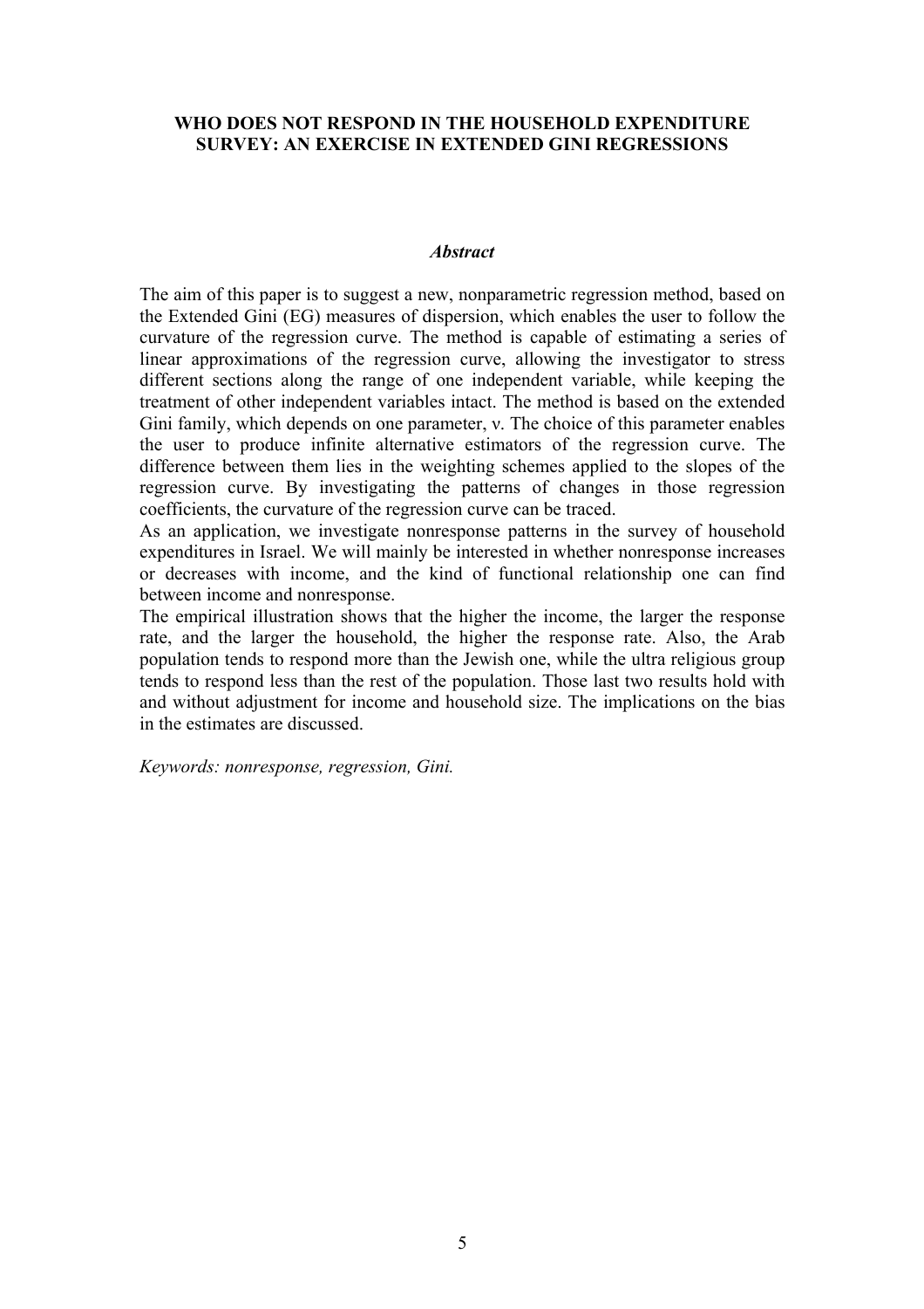**WHO DOES NOT RESPOND IN THE HOUSEHOLD EXPENDITURE SURVEY: AN EXERCISE IN EXTENDED GINI REGRESSIONS**

***Abstract***

The aim of this paper is to suggest a new, nonparametric regression method, based on the Extended Gini (EG) measures of dispersion, which enables the user to follow the curvature of the regression curve. The method is capable of estimating a series of linear approximations of the regression curve, allowing the investigator to stress different sections along the range of one independent variable, while keeping the treatment of other independent variables intact. The method is based on the extended Gini family, which depends on one parameter, ν. The choice of this parameter enables the user to produce infinite alternative estimators of the regression curve. The difference between them lies in the weighting schemes applied to the slopes of the regression curve. By investigating the patterns of changes in those regression coefficients, the curvature of the regression curve can be traced.

As an application, we investigate nonresponse patterns in the survey of household expenditures in Israel. We will mainly be interested in whether nonresponse increases or decreases with income, and the kind of functional relationship one can find between income and nonresponse.

The empirical illustration shows that the higher the income, the larger the response rate, and the larger the household, the higher the response rate. Also, the Arab population tends to respond more than the Jewish one, while the ultra religious group tends to respond less than the rest of the population. Those last two results hold with and without adjustment for income and household size. The implications on the bias in the estimates are discussed.

*Keywords: nonresponse, regression, Gini.*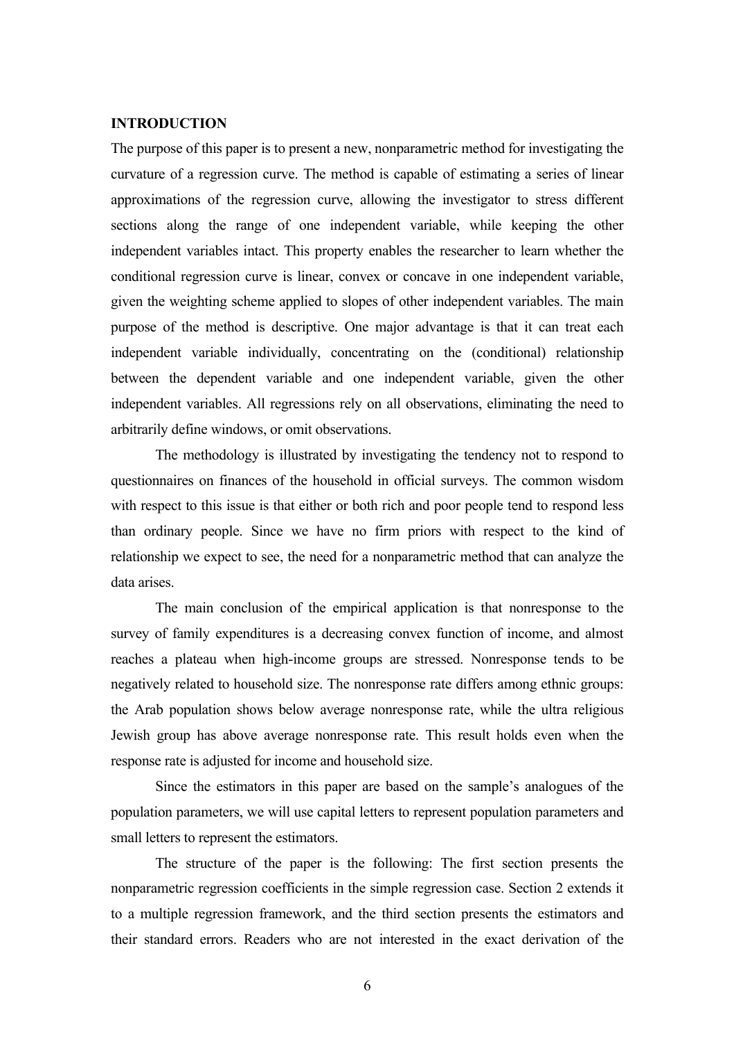## INTRODUCTION

The purpose of this paper is to present a new, nonparametric method for investigating the curvature of a regression curve. The method is capable of estimating a series of linear approximations of the regression curve, allowing the investigator to stress different sections along the range of one independent variable, while keeping the other independent variables intact. This property enables the researcher to learn whether the conditional regression curve is linear, convex or concave in one independent variable, given the weighting scheme applied to slopes of other independent variables. The main purpose of the method is descriptive. One major advantage is that it can treat each independent variable individually, concentrating on the (conditional) relationship between the dependent variable and one independent variable, given the other independent variables. All regressions rely on all observations, eliminating the need to arbitrarily define windows, or omit observations.

The methodology is illustrated by investigating the tendency not to respond to questionnaires on finances of the household in official surveys. The common wisdom with respect to this issue is that either or both rich and poor people tend to respond less than ordinary people. Since we have no firm priors with respect to the kind of relationship we expect to see, the need for a nonparametric method that can analyze the data arises.

The main conclusion of the empirical application is that nonresponse to the survey of family expenditures is a decreasing convex function of income, and almost reaches a plateau when high-income groups are stressed. Nonresponse tends to be negatively related to household size. The nonresponse rate differs among ethnic groups: the Arab population shows below average nonresponse rate, while the ultra religious Jewish group has above average nonresponse rate. This result holds even when the response rate is adjusted for income and household size.

Since the estimators in this paper are based on the sample's analogues of the population parameters, we will use capital letters to represent population parameters and small letters to represent the estimators.

The structure of the paper is the following: The first section presents the nonparametric regression coefficients in the simple regression case. Section 2 extends it to a multiple regression framework, and the third section presents the estimators and their standard errors. Readers who are not interested in the exact derivation of the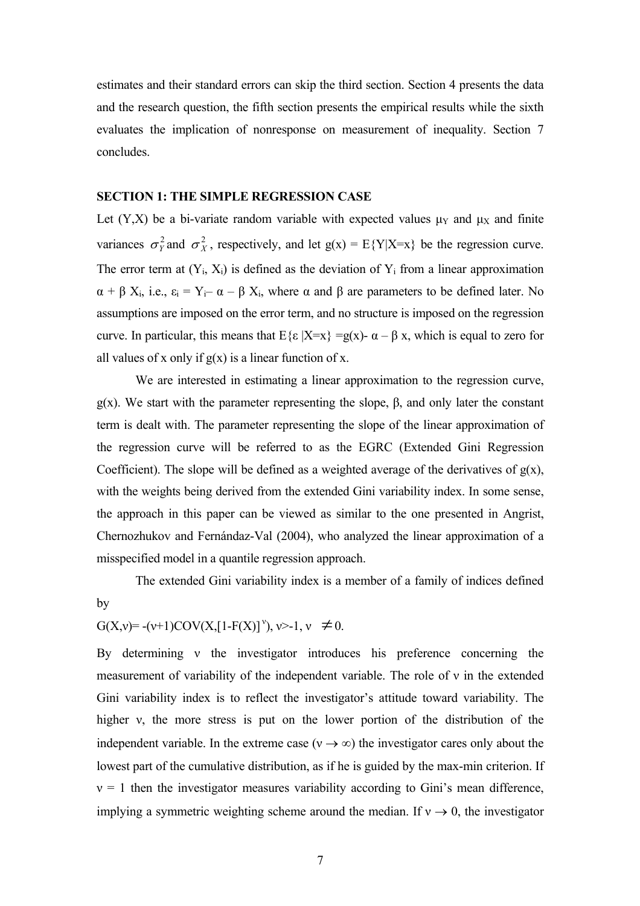estimates and their standard errors can skip the third section. Section 4 presents the data and the research question, the fifth section presents the empirical results while the sixth evaluates the implication of nonresponse on measurement of inequality. Section 7 concludes.

**SECTION 1: THE SIMPLE REGRESSION CASE**

Let (Y,X) be a bi-variate random variable with expected values $\mu_Y$ and $\mu_X$ and finite variances $\sigma_Y^2$ and $\sigma_X^2$, respectively, and let g(x) = E{Y|X=x} be the regression curve. The error term at ($Y_i$, $X_i$) is defined as the deviation of $Y_i$ from a linear approximation $\alpha + \beta X_i$, i.e., $\varepsilon_i = Y_i - \alpha - \beta X_i$, where $\alpha$ and $\beta$ are parameters to be defined later. No assumptions are imposed on the error term, and no structure is imposed on the regression curve. In particular, this means that $E\{\varepsilon |X=x\} = g(x) - \alpha - \beta x$, which is equal to zero for all values of x only if g(x) is a linear function of x.

We are interested in estimating a linear approximation to the regression curve, g(x). We start with the parameter representing the slope, $\beta$, and only later the constant term is dealt with. The parameter representing the slope of the linear approximation of the regression curve will be referred to as the EGRC (Extended Gini Regression Coefficient). The slope will be defined as a weighted average of the derivatives of g(x), with the weights being derived from the extended Gini variability index. In some sense, the approach in this paper can be viewed as similar to the one presented in Angrist, Chernozhukov and Fernándaz-Val (2004), who analyzed the linear approximation of a misspecified model in a quantile regression approach.

The extended Gini variability index is a member of a family of indices defined by

$G(X,\nu) = -(\nu+1)COV(X,[1-F(X)]^{\nu})$, $\nu > -1$, $\nu \neq 0$.

By determining $\nu$ the investigator introduces his preference concerning the measurement of variability of the independent variable. The role of $\nu$ in the extended Gini variability index is to reflect the investigator's attitude toward variability. The higher $\nu$, the more stress is put on the lower portion of the distribution of the independent variable. In the extreme case ($\nu \to \infty$) the investigator cares only about the lowest part of the cumulative distribution, as if he is guided by the max-min criterion. If $\nu = 1$ then the investigator measures variability according to Gini's mean difference, implying a symmetric weighting scheme around the median. If $\nu \to 0$, the investigator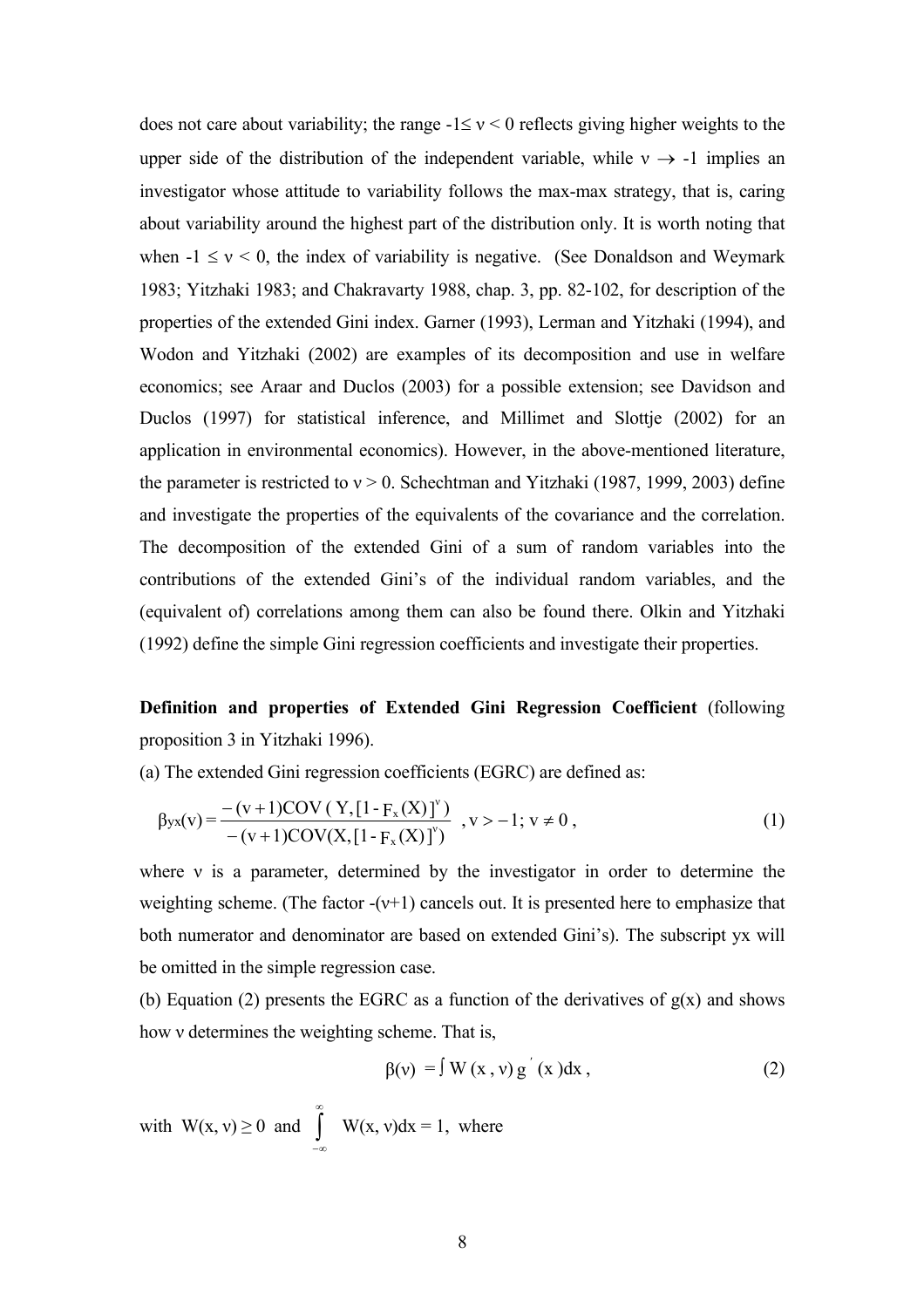does not care about variability; the range $-1 \leq \nu < 0$ reflects giving higher weights to the upper side of the distribution of the independent variable, while $\nu \rightarrow -1$ implies an investigator whose attitude to variability follows the max-max strategy, that is, caring about variability around the highest part of the distribution only. It is worth noting that when $-1 \leq \nu < 0$, the index of variability is negative. (See Donaldson and Weymark 1983; Yitzhaki 1983; and Chakravarty 1988, chap. 3, pp. 82-102, for description of the properties of the extended Gini index. Garner (1993), Lerman and Yitzhaki (1994), and Wodon and Yitzhaki (2002) are examples of its decomposition and use in welfare economics; see Araar and Duclos (2003) for a possible extension; see Davidson and Duclos (1997) for statistical inference, and Millimet and Slottje (2002) for an application in environmental economics). However, in the above-mentioned literature, the parameter is restricted to $\nu > 0$. Schechtman and Yitzhaki (1987, 1999, 2003) define and investigate the properties of the equivalents of the covariance and the correlation. The decomposition of the extended Gini of a sum of random variables into the contributions of the extended Gini's of the individual random variables, and the (equivalent of) correlations among them can also be found there. Olkin and Yitzhaki (1992) define the simple Gini regression coefficients and investigate their properties.

**Definition and properties of Extended Gini Regression Coefficient** (following proposition 3 in Yitzhaki 1996).

(a) The extended Gini regression coefficients (EGRC) are defined as:

$$\beta_{yx}(\nu) = \frac{-(\nu+1)\mathrm{COV}(Y, [1 - F_x(X)]^{\nu})}{-(\nu+1)\mathrm{COV}(X, [1 - F_x(X)]^{\nu})}, \nu > -1; \nu \neq 0, \tag{1}$$

where $\nu$ is a parameter, determined by the investigator in order to determine the weighting scheme. (The factor $-(\nu+1)$ cancels out. It is presented here to emphasize that both numerator and denominator are based on extended Gini's). The subscript yx will be omitted in the simple regression case.

(b) Equation (2) presents the EGRC as a function of the derivatives of g(x) and shows how $\nu$ determines the weighting scheme. That is,

$$\beta(\nu) = \int W(x, \nu)\, g'(x)dx, \tag{2}$$

with $W(x, \nu) \geq 0$ and $\int_{-\infty}^{\infty} W(x, \nu)dx = 1$, where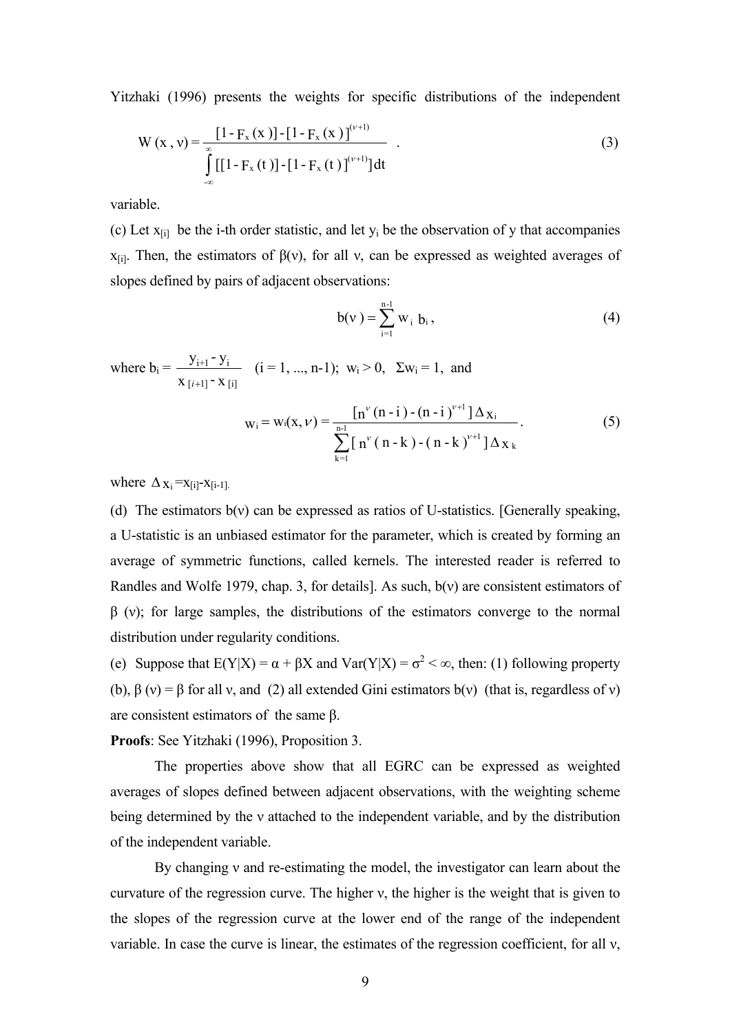Yitzhaki (1996) presents the weights for specific distributions of the independent

$$W(x, \nu) = \frac{[1 - F_x(x)] - [1 - F_x(x)]^{(\nu+1)}}{\int_{-\infty}^{\infty} [[1 - F_x(t)] - [1 - F_x(t)]^{(\nu+1)}]dt} \quad . \tag{3}$$

variable.

(c) Let $x_{[i]}$ be the i-th order statistic, and let $y_i$ be the observation of y that accompanies $x_{[i]}$. Then, the estimators of $\beta(\nu)$, for all $\nu$, can be expressed as weighted averages of slopes defined by pairs of adjacent observations:

$$b(\nu) = \sum_{i=1}^{n-1} w_i \, b_i \, , \tag{4}$$

where $b_i = \dfrac{y_{i+1} - y_i}{x_{[i+1]} - x_{[i]}}$ (i = 1, ..., n-1); $w_i > 0$, $\Sigma w_i = 1$, and

$$w_i = w_i(x, \nu) = \frac{[n^{\nu}(n-i) - (n-i)^{\nu+1}]\Delta x_i}{\sum_{k=1}^{n-1}[n^{\nu}(n-k) - (n-k)^{\nu+1}]\Delta x_k} \, . \tag{5}$$

where $\Delta x_i = x_{[i]} - x_{[i-1]}$.

(d) The estimators $b(\nu)$ can be expressed as ratios of U-statistics. [Generally speaking, a U-statistic is an unbiased estimator for the parameter, which is created by forming an average of symmetric functions, called kernels. The interested reader is referred to Randles and Wolfe 1979, chap. 3, for details]. As such, $b(\nu)$ are consistent estimators of $\beta(\nu)$; for large samples, the distributions of the estimators converge to the normal distribution under regularity conditions.

(e) Suppose that $E(Y|X) = \alpha + \beta X$ and $Var(Y|X) = \sigma^2 < \infty$, then: (1) following property (b), $\beta(\nu) = \beta$ for all $\nu$, and (2) all extended Gini estimators $b(\nu)$ (that is, regardless of $\nu$) are consistent estimators of the same $\beta$.

**Proofs**: See Yitzhaki (1996), Proposition 3.

The properties above show that all EGRC can be expressed as weighted averages of slopes defined between adjacent observations, with the weighting scheme being determined by the $\nu$ attached to the independent variable, and by the distribution of the independent variable.

By changing $\nu$ and re-estimating the model, the investigator can learn about the curvature of the regression curve. The higher $\nu$, the higher is the weight that is given to the slopes of the regression curve at the lower end of the range of the independent variable. In case the curve is linear, the estimates of the regression coefficient, for all $\nu$,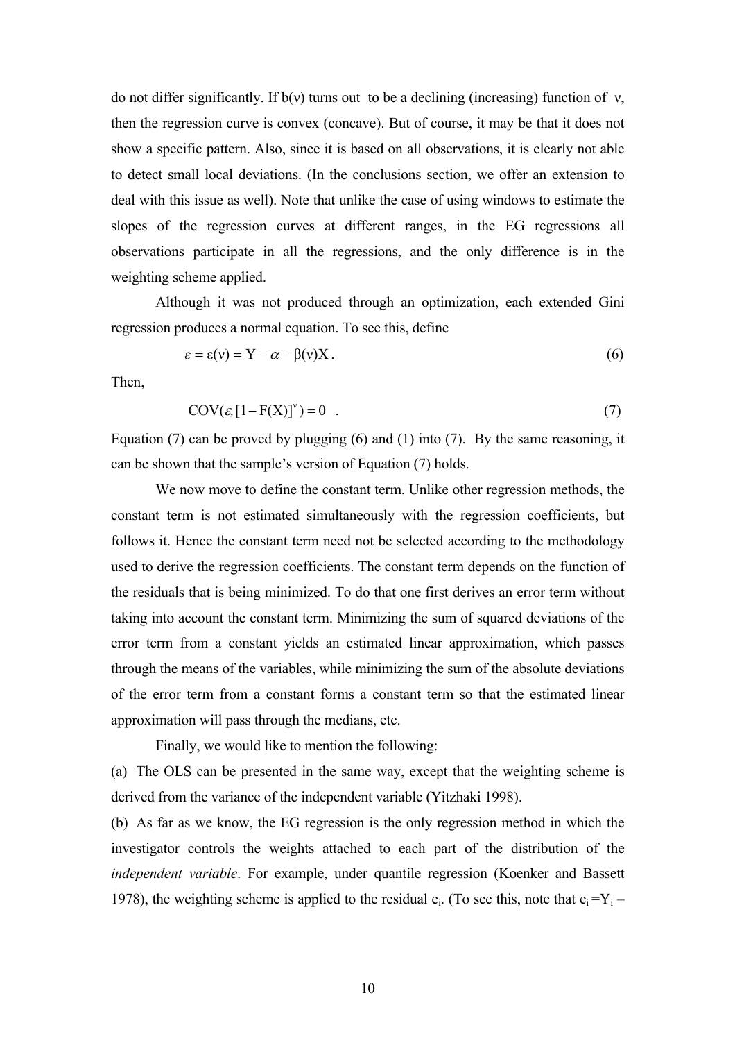do not differ significantly. If $b(\nu)$ turns out to be a declining (increasing) function of $\nu$, then the regression curve is convex (concave). But of course, it may be that it does not show a specific pattern. Also, since it is based on all observations, it is clearly not able to detect small local deviations. (In the conclusions section, we offer an extension to deal with this issue as well). Note that unlike the case of using windows to estimate the slopes of the regression curves at different ranges, in the EG regressions all observations participate in all the regressions, and the only difference is in the weighting scheme applied.

Although it was not produced through an optimization, each extended Gini regression produces a normal equation. To see this, define

$$\varepsilon = \varepsilon(\nu) = Y - \alpha - \beta(\nu)X \,. \tag{6}$$

Then,

$$COV(\varepsilon, [1 - F(X)]^{\nu}) = 0 \quad . \tag{7}$$

Equation (7) can be proved by plugging (6) and (1) into (7). By the same reasoning, it can be shown that the sample's version of Equation (7) holds.

We now move to define the constant term. Unlike other regression methods, the constant term is not estimated simultaneously with the regression coefficients, but follows it. Hence the constant term need not be selected according to the methodology used to derive the regression coefficients. The constant term depends on the function of the residuals that is being minimized. To do that one first derives an error term without taking into account the constant term. Minimizing the sum of squared deviations of the error term from a constant yields an estimated linear approximation, which passes through the means of the variables, while minimizing the sum of the absolute deviations of the error term from a constant forms a constant term so that the estimated linear approximation will pass through the medians, etc.

Finally, we would like to mention the following:

(a) The OLS can be presented in the same way, except that the weighting scheme is derived from the variance of the independent variable (Yitzhaki 1998).

(b) As far as we know, the EG regression is the only regression method in which the investigator controls the weights attached to each part of the distribution of the *independent variable*. For example, under quantile regression (Koenker and Bassett 1978), the weighting scheme is applied to the residual $e_i$. (To see this, note that $e_i = Y_i$ –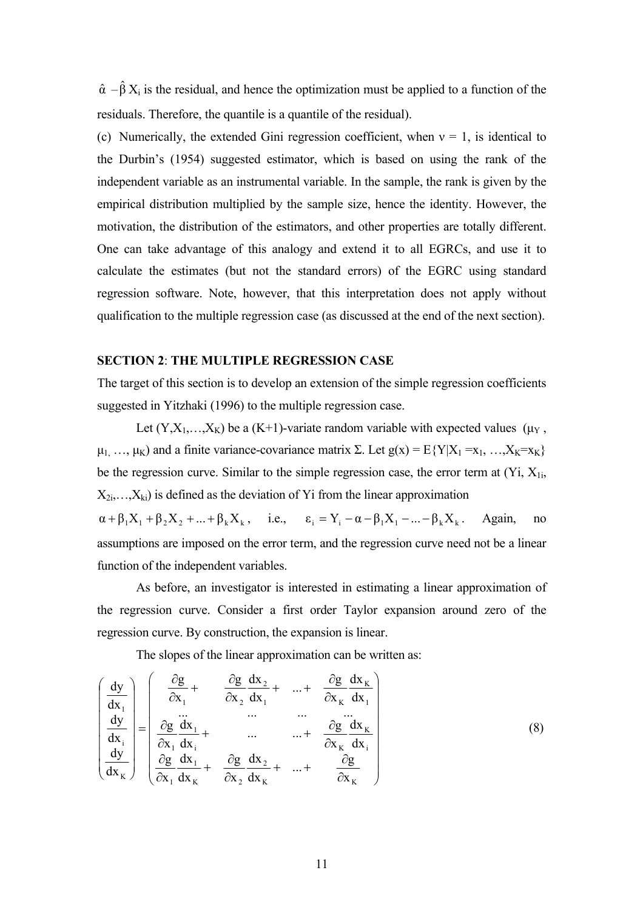$\hat{\alpha} - \hat{\beta} X_i$ is the residual, and hence the optimization must be applied to a function of the residuals. Therefore, the quantile is a quantile of the residual).

(c) Numerically, the extended Gini regression coefficient, when $\nu = 1$, is identical to the Durbin's (1954) suggested estimator, which is based on using the rank of the independent variable as an instrumental variable. In the sample, the rank is given by the empirical distribution multiplied by the sample size, hence the identity. However, the motivation, the distribution of the estimators, and other properties are totally different. One can take advantage of this analogy and extend it to all EGRCs, and use it to calculate the estimates (but not the standard errors) of the EGRC using standard regression software. Note, however, that this interpretation does not apply without qualification to the multiple regression case (as discussed at the end of the next section).

## SECTION 2: THE MULTIPLE REGRESSION CASE

The target of this section is to develop an extension of the simple regression coefficients suggested in Yitzhaki (1996) to the multiple regression case.

Let $(Y, X_1, \ldots, X_K)$ be a (K+1)-variate random variable with expected values $(\mu_Y, \mu_1, \ldots, \mu_K)$ and a finite variance-covariance matrix $\Sigma$. Let $g(x) = E\{Y|X_1 = x_1, \ldots, X_K = x_K\}$ be the regression curve. Similar to the simple regression case, the error term at $(Y_i, X_{1i}, X_{2i}, \ldots, X_{ki})$ is defined as the deviation of $Y_i$ from the linear approximation $\alpha + \beta_1 X_1 + \beta_2 X_2 + \ldots + \beta_k X_k$, i.e., $\varepsilon_i = Y_i - \alpha - \beta_1 X_1 - \ldots - \beta_k X_k$. Again, no assumptions are imposed on the error term, and the regression curve need not be a linear function of the independent variables.

As before, an investigator is interested in estimating a linear approximation of the regression curve. Consider a first order Taylor expansion around zero of the regression curve. By construction, the expansion is linear.

The slopes of the linear approximation can be written as:

$$
\begin{pmatrix} \dfrac{dy}{dx_1} \\ \dfrac{dy}{dx_i} \\ \dfrac{dy}{dx_K} \end{pmatrix} = \begin{pmatrix} \dfrac{\partial g}{\partial x_1} + & \dfrac{\partial g}{\partial x_2}\dfrac{dx_2}{dx_1} + & \ldots + & \dfrac{\partial g}{\partial x_K}\dfrac{dx_K}{dx_1} \\ \ldots & \ldots & \ldots & \ldots \\ \dfrac{\partial g}{\partial x_1}\dfrac{dx_1}{dx_i} + & \ldots & \ldots + & \dfrac{\partial g}{\partial x_K}\dfrac{dx_K}{dx_i} \\ \dfrac{\partial g}{\partial x_1}\dfrac{dx_1}{dx_K} + & \dfrac{\partial g}{\partial x_2}\dfrac{dx_2}{dx_K} + & \ldots + & \dfrac{\partial g}{\partial x_K} \end{pmatrix} \tag{8}
$$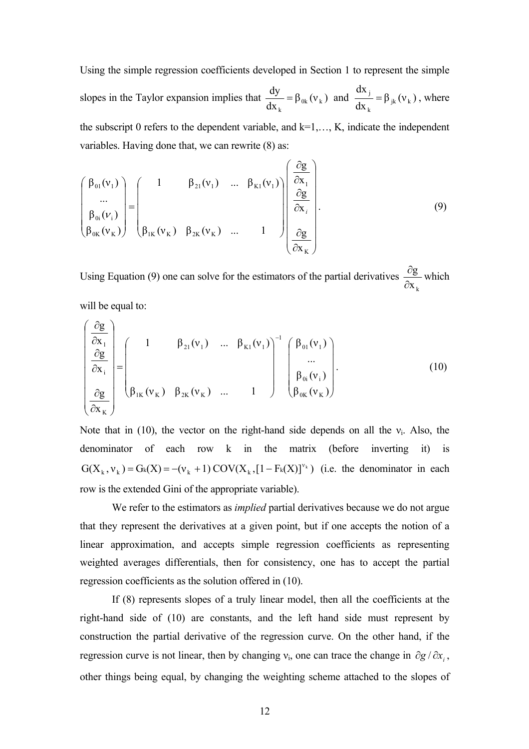Using the simple regression coefficients developed in Section 1 to represent the simple slopes in the Taylor expansion implies that $\frac{dy}{dx_k} = \beta_{0k}(\nu_k)$ and $\frac{dx_j}{dx_k} = \beta_{jk}(\nu_k)$, where the subscript 0 refers to the dependent variable, and k=1,…, K, indicate the independent variables. Having done that, we can rewrite (8) as:

$$
\begin{pmatrix} \beta_{01}(\nu_1) \\ \cdots \\ \beta_{0i}(\nu_i) \\ \beta_{0K}(\nu_K) \end{pmatrix} = \begin{pmatrix} 1 & \beta_{21}(\nu_1) & \ldots & \beta_{K1}(\nu_1) \\ & & & \\ & & & \\ \beta_{1K}(\nu_K) & \beta_{2K}(\nu_K) & \ldots & 1 \end{pmatrix} \begin{pmatrix} \frac{\partial g}{\partial x_1} \\ \frac{\partial g}{\partial x_i} \\ \\ \frac{\partial g}{\partial x_K} \end{pmatrix}. \tag{9}
$$

Using Equation (9) one can solve for the estimators of the partial derivatives $\frac{\partial g}{\partial x_k}$ which will be equal to:

$$
\begin{pmatrix} \frac{\partial g}{\partial x_1} \\ \frac{\partial g}{\partial x_i} \\ \\ \frac{\partial g}{\partial x_K} \end{pmatrix} = \begin{pmatrix} 1 & \beta_{21}(\nu_1) & \ldots & \beta_{K1}(\nu_1) \\ & & & \\ & & & \\ \beta_{1K}(\nu_K) & \beta_{2K}(\nu_K) & \ldots & 1 \end{pmatrix}^{-1} \begin{pmatrix} \beta_{01}(\nu_1) \\ \cdots \\ \beta_{0i}(\nu_i) \\ \beta_{0K}(\nu_K) \end{pmatrix}. \tag{10}
$$

Note that in (10), the vector on the right-hand side depends on all the $\nu_i$. Also, the denominator of each row k in the matrix (before inverting it) is $G(X_k, \nu_k) = G_k(X) = -(\nu_k + 1)\,COV(X_k, [1 - F_k(X)]^{\nu_k})$ (i.e. the denominator in each row is the extended Gini of the appropriate variable).

We refer to the estimators as *implied* partial derivatives because we do not argue that they represent the derivatives at a given point, but if one accepts the notion of a linear approximation, and accepts simple regression coefficients as representing weighted averages differentials, then for consistency, one has to accept the partial regression coefficients as the solution offered in (10).

If (8) represents slopes of a truly linear model, then all the coefficients at the right-hand side of (10) are constants, and the left hand side must represent by construction the partial derivative of the regression curve. On the other hand, if the regression curve is not linear, then by changing $\nu_i$, one can trace the change in $\partial g / \partial x_i$, other things being equal, by changing the weighting scheme attached to the slopes of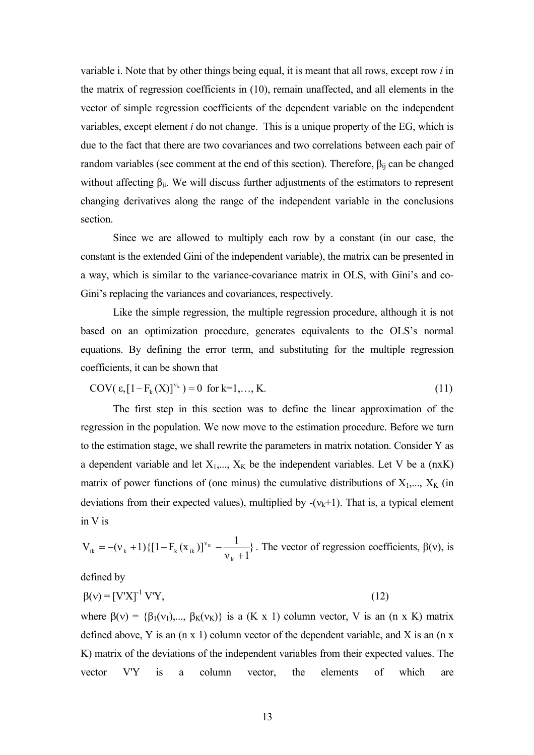variable i. Note that by other things being equal, it is meant that all rows, except row *i* in the matrix of regression coefficients in (10), remain unaffected, and all elements in the vector of simple regression coefficients of the dependent variable on the independent variables, except element *i* do not change. This is a unique property of the EG, which is due to the fact that there are two covariances and two correlations between each pair of random variables (see comment at the end of this section). Therefore, $\beta_{ij}$ can be changed without affecting $\beta_{ji}$. We will discuss further adjustments of the estimators to represent changing derivatives along the range of the independent variable in the conclusions section.

Since we are allowed to multiply each row by a constant (in our case, the constant is the extended Gini of the independent variable), the matrix can be presented in a way, which is similar to the variance-covariance matrix in OLS, with Gini's and co-Gini's replacing the variances and covariances, respectively.

Like the simple regression, the multiple regression procedure, although it is not based on an optimization procedure, generates equivalents to the OLS's normal equations. By defining the error term, and substituting for the multiple regression coefficients, it can be shown that

$$COV(\varepsilon, [1 - F_k(X)]^{\nu_k}) = 0 \text{ for k=1,…, K.} \tag{11}$$

The first step in this section was to define the linear approximation of the regression in the population. We now move to the estimation procedure. Before we turn to the estimation stage, we shall rewrite the parameters in matrix notation. Consider Y as a dependent variable and let $X_1,..., X_K$ be the independent variables. Let V be a (nxK) matrix of power functions of (one minus) the cumulative distributions of $X_1,..., X_K$ (in deviations from their expected values), multiplied by $-(\nu_k+1)$. That is, a typical element in V is

$V_{ik} = -(\nu_k + 1)\{[1 - F_k(x_{ik})]^{\nu_K} - \frac{1}{\nu_k + 1}\}$. The vector of regression coefficients, $\beta(\nu)$, is defined by

$$\beta(\nu) = [V'X]^{-1} V'Y, \tag{12}$$

where $\beta(\nu) = \{\beta_1(\nu_1),..., \beta_K(\nu_K)\}$ is a (K x 1) column vector, V is an (n x K) matrix defined above, Y is an (n x 1) column vector of the dependent variable, and X is an (n x K) matrix of the deviations of the independent variables from their expected values. The vector V'Y is a column vector, the elements of which are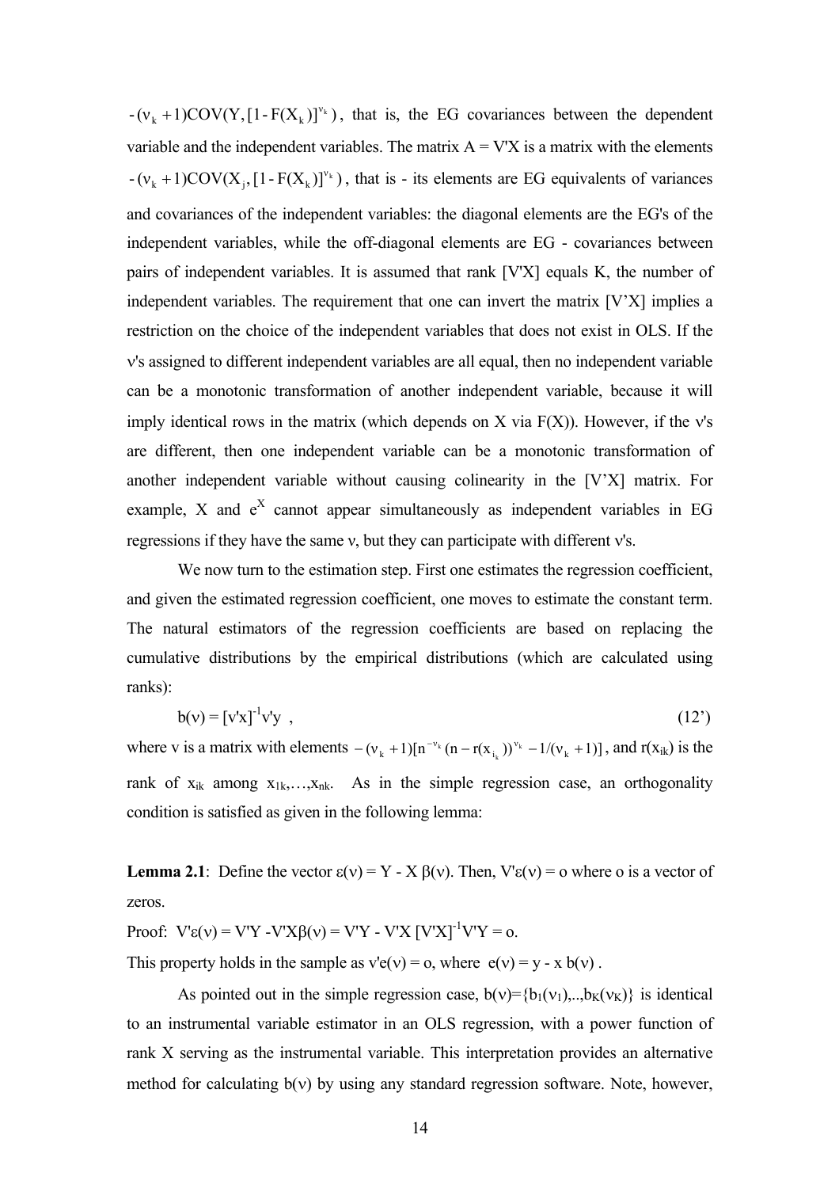$-(\nu_k + 1)COV(Y, [1 - F(X_k)]^{\nu_k})$, that is, the EG covariances between the dependent variable and the independent variables. The matrix A = V'X is a matrix with the elements $-(\nu_k + 1)COV(X_j, [1 - F(X_k)]^{\nu_k})$, that is - its elements are EG equivalents of variances and covariances of the independent variables: the diagonal elements are the EG's of the independent variables, while the off-diagonal elements are EG - covariances between pairs of independent variables. It is assumed that rank [V'X] equals K, the number of independent variables. The requirement that one can invert the matrix [V'X] implies a restriction on the choice of the independent variables that does not exist in OLS. If the ν's assigned to different independent variables are all equal, then no independent variable can be a monotonic transformation of another independent variable, because it will imply identical rows in the matrix (which depends on X via F(X)). However, if the ν's are different, then one independent variable can be a monotonic transformation of another independent variable without causing colinearity in the [V'X] matrix. For example, X and $e^X$ cannot appear simultaneously as independent variables in EG regressions if they have the same ν, but they can participate with different ν's.

We now turn to the estimation step. First one estimates the regression coefficient, and given the estimated regression coefficient, one moves to estimate the constant term. The natural estimators of the regression coefficients are based on replacing the cumulative distributions by the empirical distributions (which are calculated using ranks):

$$b(\nu) = [v'x]^{-1}v'y \,, \tag{12'}$$

where v is a matrix with elements $-(\nu_k + 1)[n^{-\nu_k}(n - r(x_{i_k}))^{\nu_k} - 1/(\nu_k + 1)]$, and $r(x_{ik})$ is the rank of $x_{ik}$ among $x_{1k},\ldots,x_{nk}$. As in the simple regression case, an orthogonality condition is satisfied as given in the following lemma:

**Lemma 2.1**: Define the vector $\varepsilon(\nu) = Y - X\,\beta(\nu)$. Then, $V'\varepsilon(\nu) = o$ where o is a vector of zeros.

Proof: $V'\varepsilon(\nu) = V'Y - V'X\beta(\nu) = V'Y - V'X\,[V'X]^{-1}V'Y = o$.

This property holds in the sample as $v'e(\nu) = o$, where $e(\nu) = y - x\, b(\nu)$.

As pointed out in the simple regression case, $b(\nu)=\{b_1(\nu_1),..,b_K(\nu_K)\}$ is identical to an instrumental variable estimator in an OLS regression, with a power function of rank X serving as the instrumental variable. This interpretation provides an alternative method for calculating b(ν) by using any standard regression software. Note, however,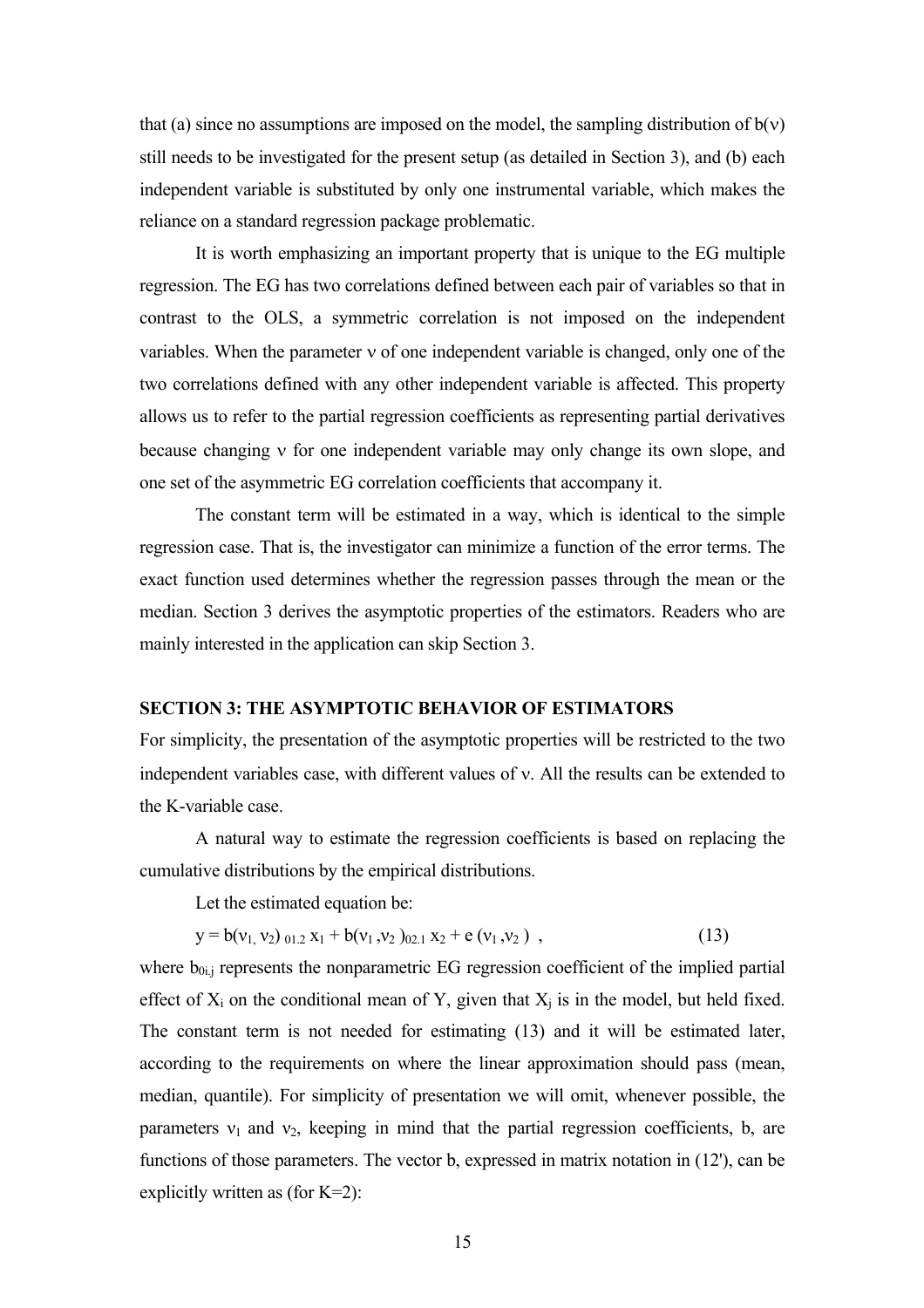that (a) since no assumptions are imposed on the model, the sampling distribution of $b(\nu)$ still needs to be investigated for the present setup (as detailed in Section 3), and (b) each independent variable is substituted by only one instrumental variable, which makes the reliance on a standard regression package problematic.

It is worth emphasizing an important property that is unique to the EG multiple regression. The EG has two correlations defined between each pair of variables so that in contrast to the OLS, a symmetric correlation is not imposed on the independent variables. When the parameter $\nu$ of one independent variable is changed, only one of the two correlations defined with any other independent variable is affected. This property allows us to refer to the partial regression coefficients as representing partial derivatives because changing $\nu$ for one independent variable may only change its own slope, and one set of the asymmetric EG correlation coefficients that accompany it.

The constant term will be estimated in a way, which is identical to the simple regression case. That is, the investigator can minimize a function of the error terms. The exact function used determines whether the regression passes through the mean or the median. Section 3 derives the asymptotic properties of the estimators. Readers who are mainly interested in the application can skip Section 3.

## SECTION 3: THE ASYMPTOTIC BEHAVIOR OF ESTIMATORS

For simplicity, the presentation of the asymptotic properties will be restricted to the two independent variables case, with different values of $\nu$. All the results can be extended to the K-variable case.

A natural way to estimate the regression coefficients is based on replacing the cumulative distributions by the empirical distributions.

Let the estimated equation be:

$$y = b(\nu_1, \nu_2)_{01.2}\, x_1 + b(\nu_1, \nu_2)_{02.1}\, x_2 + e(\nu_1, \nu_2)\ , \qquad (13)$$

where $b_{0i.j}$ represents the nonparametric EG regression coefficient of the implied partial effect of $X_i$ on the conditional mean of Y, given that $X_j$ is in the model, but held fixed. The constant term is not needed for estimating (13) and it will be estimated later, according to the requirements on where the linear approximation should pass (mean, median, quantile). For simplicity of presentation we will omit, whenever possible, the parameters $\nu_1$ and $\nu_2$, keeping in mind that the partial regression coefficients, b, are functions of those parameters. The vector b, expressed in matrix notation in (12'), can be explicitly written as (for K=2):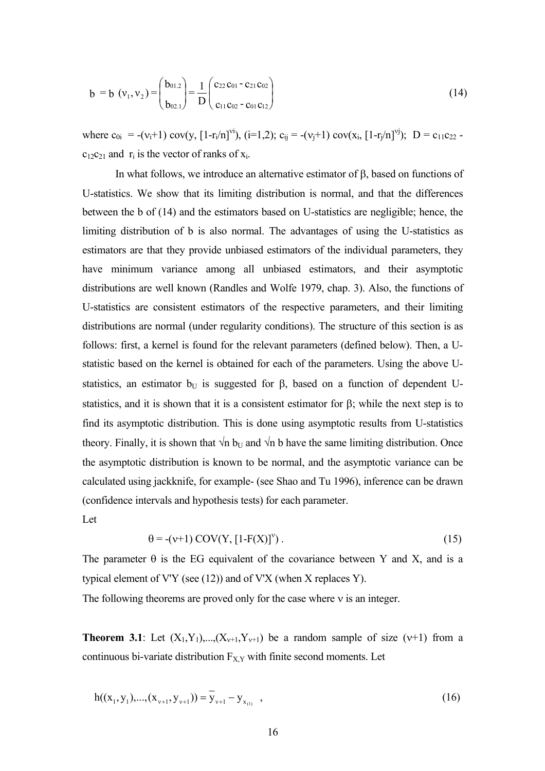$$b = b\ (\nu_1, \nu_2) = \begin{pmatrix} b_{01.2} \\ b_{02.1} \end{pmatrix} = \frac{1}{D} \begin{pmatrix} c_{22}\, c_{01} - c_{21}\, c_{02} \\ c_{11}\, c_{02} - c_{01}\, c_{12} \end{pmatrix} \tag{14}$$

where $c_{0i} = -(\nu_i+1)\ \mathrm{cov}(y, [1-r_i/n]^{\nu i})$, $(i=1,2)$; $c_{ij} = -(\nu_j+1)\ \mathrm{cov}(x_i, [1-r_j/n]^{\nu j})$; $D = c_{11}c_{22} - c_{12}c_{21}$ and $r_i$ is the vector of ranks of $x_i$.

In what follows, we introduce an alternative estimator of $\beta$, based on functions of U-statistics. We show that its limiting distribution is normal, and that the differences between the b of (14) and the estimators based on U-statistics are negligible; hence, the limiting distribution of b is also normal. The advantages of using the U-statistics as estimators are that they provide unbiased estimators of the individual parameters, they have minimum variance among all unbiased estimators, and their asymptotic distributions are well known (Randles and Wolfe 1979, chap. 3). Also, the functions of U-statistics are consistent estimators of the respective parameters, and their limiting distributions are normal (under regularity conditions). The structure of this section is as follows: first, a kernel is found for the relevant parameters (defined below). Then, a U-statistic based on the kernel is obtained for each of the parameters. Using the above U-statistics, an estimator $b_U$ is suggested for $\beta$, based on a function of dependent U-statistics, and it is shown that it is a consistent estimator for $\beta$; while the next step is to find its asymptotic distribution. This is done using asymptotic results from U-statistics theory. Finally, it is shown that $\sqrt{n}\ b_U$ and $\sqrt{n}\ b$ have the same limiting distribution. Once the asymptotic distribution is known to be normal, and the asymptotic variance can be calculated using jackknife, for example- (see Shao and Tu 1996), inference can be drawn (confidence intervals and hypothesis tests) for each parameter.

Let

$$\theta = -(\nu+1)\ \mathrm{COV}(Y, [1-F(X)]^{\nu})\ . \tag{15}$$

The parameter $\theta$ is the EG equivalent of the covariance between Y and X, and is a typical element of V'Y (see (12)) and of V'X (when X replaces Y).

The following theorems are proved only for the case where $\nu$ is an integer.

**Theorem 3.1**: Let $(X_1,Y_1),\ldots,(X_{\nu+1},Y_{\nu+1})$ be a random sample of size $(\nu+1)$ from a continuous bi-variate distribution $F_{X,Y}$ with finite second moments. Let

$$h((x_1, y_1), \ldots, (x_{\nu+1}, y_{\nu+1})) = \overline{y}_{\nu+1} - y_{x_{(1)}}\ \ , \tag{16}$$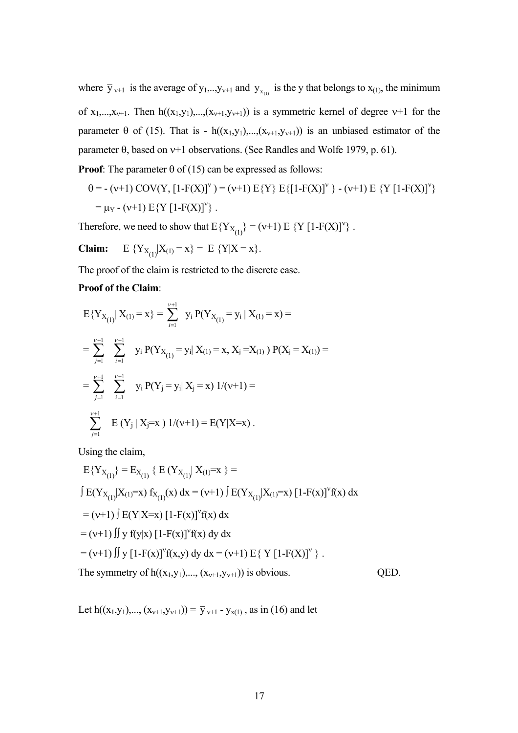where $\bar{y}_{\nu+1}$ is the average of $y_1,..,y_{\nu+1}$ and $y_{x_{(1)}}$ is the y that belongs to $x_{(1)}$, the minimum of $x_1,...,x_{\nu+1}$. Then $h((x_1,y_1),...,(x_{\nu+1},y_{\nu+1}))$ is a symmetric kernel of degree $\nu+1$ for the parameter $\theta$ of (15). That is - $h((x_1,y_1),...,(x_{\nu+1},y_{\nu+1}))$ is an unbiased estimator of the parameter $\theta$, based on $\nu+1$ observations. (See Randles and Wolfe 1979, p. 61).

**Proof**: The parameter $\theta$ of (15) can be expressed as follows:

$$\theta = -(\nu+1)\,\mathrm{COV}(Y, [1-F(X)]^{\nu}) = (\nu+1)\,E\{Y\}\,E\{[1-F(X)]^{\nu}\} - (\nu+1)\,E\{Y\,[1-F(X)]^{\nu}\}$$

$$= \mu_Y - (\nu+1)\,E\{Y\,[1-F(X)]^{\nu}\}.$$

Therefore, we need to show that $E\{Y_{X_{(1)}}\} = (\nu+1)\,E\{Y\,[1-F(X)]^{\nu}\}$.

**Claim:** $E\{Y_{X_{(1)}} | X_{(1)} = x\} = E\{Y|X = x\}$.

The proof of the claim is restricted to the discrete case.

**Proof of the Claim**:

$$E\{Y_{X_{(1)}} | X_{(1)} = x\} = \sum_{i=1}^{\nu+1} y_i\, P(Y_{X_{(1)}} = y_i \mid X_{(1)} = x) =$$

$$= \sum_{j=1}^{\nu+1} \sum_{i=1}^{\nu+1} y_i\, P(Y_{X_{(1)}} = y_i | X_{(1)} = x, X_j = X_{(1)})\, P(X_j = X_{(1)}) =$$

$$= \sum_{j=1}^{\nu+1} \sum_{i=1}^{\nu+1} y_i\, P(Y_j = y_i | X_j = x)\; 1/(\nu+1) =$$

$$\sum_{j=1}^{\nu+1} E(Y_j \mid X_j = x)\; 1/(\nu+1) = E(Y|X=x).$$

Using the claim,

$$E\{Y_{X_{(1)}}\} = E_{X_{(1)}}\{ E(Y_{X_{(1)}} | X_{(1)} = x\} =$$

$$\int E(Y_{X_{(1)}} | X_{(1)} = x)\, f_{X_{(1)}}(x)\, dx = (\nu+1) \int E(Y_{X_{(1)}} | X_{(1)} = x)\, [1-F(x)]^{\nu} f(x)\, dx$$

$$= (\nu+1) \int E(Y|X=x)\, [1-F(x)]^{\nu} f(x)\, dx$$

$$= (\nu+1) \iint y\, f(y|x)\, [1-F(x)]^{\nu} f(x)\, dy\, dx$$

$$= (\nu+1) \iint y\, [1-F(x)]^{\nu} f(x,y)\, dy\, dx = (\nu+1)\, E\{ Y\,[1-F(X)]^{\nu} \}.$$

The symmetry of $h((x_1,y_1),..., (x_{\nu+1},y_{\nu+1}))$ is obvious. QED.

Let $h((x_1,y_1),..., (x_{\nu+1},y_{\nu+1})) = \bar{y}_{\nu+1} - y_{x(1)}$, as in (16) and let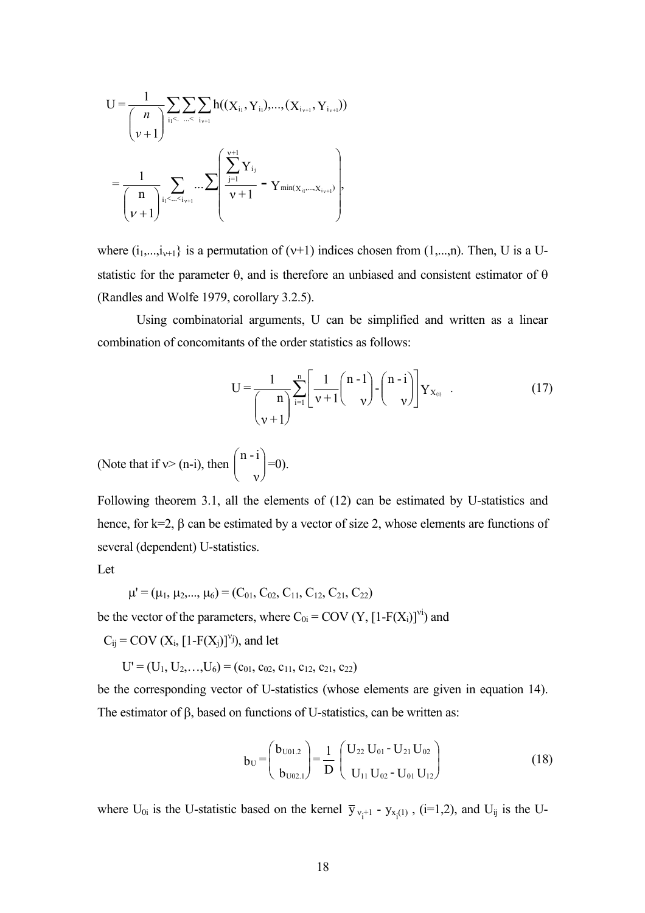$$U = \frac{1}{\binom{n}{\nu+1}} \sum_{i_1<} \sum_{\ldots<} \sum_{i_{\nu+1}} h((X_{i_1}, Y_{i_1}), \ldots, (X_{i_{\nu+1}}, Y_{i_{\nu+1}}))$$

$$= \frac{1}{\binom{n}{\nu+1}} \sum_{i_1<\ldots<i_{\nu+1}} \cdots \sum \left( \frac{\sum_{j=1}^{\nu+1} Y_{i_j}}{\nu+1} - Y_{\min(X_{i_1}, \ldots, X_{i_{\nu+1}})} \right),$$

where $(i_1,\ldots,i_{\nu+1}\}$ is a permutation of $(\nu+1)$ indices chosen from $(1,\ldots,n)$. Then, U is a U-statistic for the parameter $\theta$, and is therefore an unbiased and consistent estimator of $\theta$ (Randles and Wolfe 1979, corollary 3.2.5).

Using combinatorial arguments, U can be simplified and written as a linear combination of concomitants of the order statistics as follows:

$$U = \frac{1}{\binom{n}{\nu+1}} \sum_{i=1}^{n} \left[ \frac{1}{\nu+1} \binom{n-1}{\nu} - \binom{n-i}{\nu} \right] Y_{X_{(i)}} \quad . \tag{17}$$

(Note that if $\nu > (n-i)$, then $\binom{n-i}{\nu}=0$).

Following theorem 3.1, all the elements of (12) can be estimated by U-statistics and hence, for k=2, $\beta$ can be estimated by a vector of size 2, whose elements are functions of several (dependent) U-statistics.

Let

$\mu' = (\mu_1, \mu_2, \ldots, \mu_6) = (C_{01}, C_{02}, C_{11}, C_{12}, C_{21}, C_{22})$

be the vector of the parameters, where $C_{0i} = COV(Y, [1-F(X_i)]^{\nu i})$ and

$C_{ij} = COV(X_i, [1-F(X_j)]^{\nu_j})$, and let

$U' = (U_1, U_2, \ldots, U_6) = (c_{01}, c_{02}, c_{11}, c_{12}, c_{21}, c_{22})$

be the corresponding vector of U-statistics (whose elements are given in equation 14). The estimator of $\beta$, based on functions of U-statistics, can be written as:

$$b_U = \begin{pmatrix} b_{U01.2} \\ b_{U02.1} \end{pmatrix} = \frac{1}{D} \begin{pmatrix} U_{22}\, U_{01} - U_{21}\, U_{02} \\ U_{11}\, U_{02} - U_{01}\, U_{12} \end{pmatrix} \tag{18}$$

where $U_{0i}$ is the U-statistic based on the kernel $\bar{y}_{\nu_i+1} - y_{x_i(1)}$, (i=1,2), and $U_{ij}$ is the U-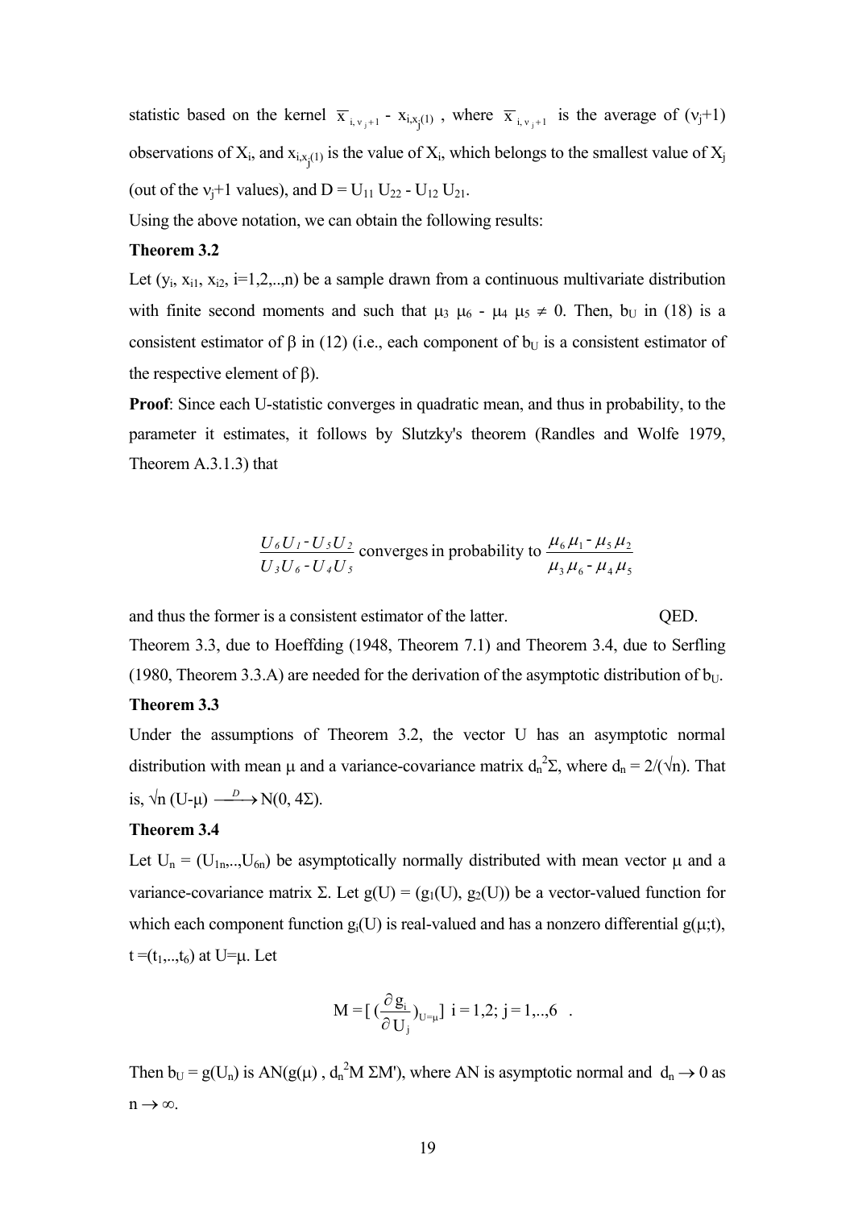statistic based on the kernel $\overline{x}_{i,\nu_j+1} - x_{i,x_{j(1)}}$ , where $\overline{x}_{i,\nu_j+1}$ is the average of ($\nu_j$+1) observations of $X_i$, and $x_{i,x_{j(1)}}$ is the value of $X_i$, which belongs to the smallest value of $X_j$ (out of the $\nu_j$+1 values), and $D = U_{11} U_{22} - U_{12} U_{21}$.

Using the above notation, we can obtain the following results:

**Theorem 3.2**

Let ($y_i$, $x_{i1}$, $x_{i2}$, i=1,2,..,n) be a sample drawn from a continuous multivariate distribution with finite second moments and such that $\mu_3 \mu_6 - \mu_4 \mu_5 \neq 0$. Then, $b_U$ in (18) is a consistent estimator of $\beta$ in (12) (i.e., each component of $b_U$ is a consistent estimator of the respective element of $\beta$).

**Proof**: Since each U-statistic converges in quadratic mean, and thus in probability, to the parameter it estimates, it follows by Slutzky's theorem (Randles and Wolfe 1979, Theorem A.3.1.3) that

$$\frac{U_6 U_1 - U_5 U_2}{U_3 U_6 - U_4 U_5} \text{ converges in probability to } \frac{\mu_6 \mu_1 - \mu_5 \mu_2}{\mu_3 \mu_6 - \mu_4 \mu_5}$$

and thus the former is a consistent estimator of the latter. QED.

Theorem 3.3, due to Hoeffding (1948, Theorem 7.1) and Theorem 3.4, due to Serfling (1980, Theorem 3.3.A) are needed for the derivation of the asymptotic distribution of $b_U$.

**Theorem 3.3**

Under the assumptions of Theorem 3.2, the vector U has an asymptotic normal distribution with mean $\mu$ and a variance-covariance matrix $d_n^2\Sigma$, where $d_n = 2/(\sqrt{n})$. That is, $\sqrt{n}\,(U-\mu) \xrightarrow{D} N(0, 4\Sigma)$.

**Theorem 3.4**

Let $U_n = (U_{1n},..,U_{6n})$ be asymptotically normally distributed with mean vector $\mu$ and a variance-covariance matrix $\Sigma$. Let $g(U) = (g_1(U), g_2(U))$ be a vector-valued function for which each component function $g_i(U)$ is real-valued and has a nonzero differential $g(\mu;t)$, $t=(t_1,..,t_6)$ at $U=\mu$. Let

$$M = \left[ \left(\frac{\partial g_i}{\partial U_j}\right)_{U=\mu} \right] \; i=1,2;\; j=1,..,6 \;.$$

Then $b_U = g(U_n)$ is $AN(g(\mu)\,,\, d_n^2 M\,\Sigma M')$, where AN is asymptotic normal and $d_n \rightarrow 0$ as $n \rightarrow \infty$.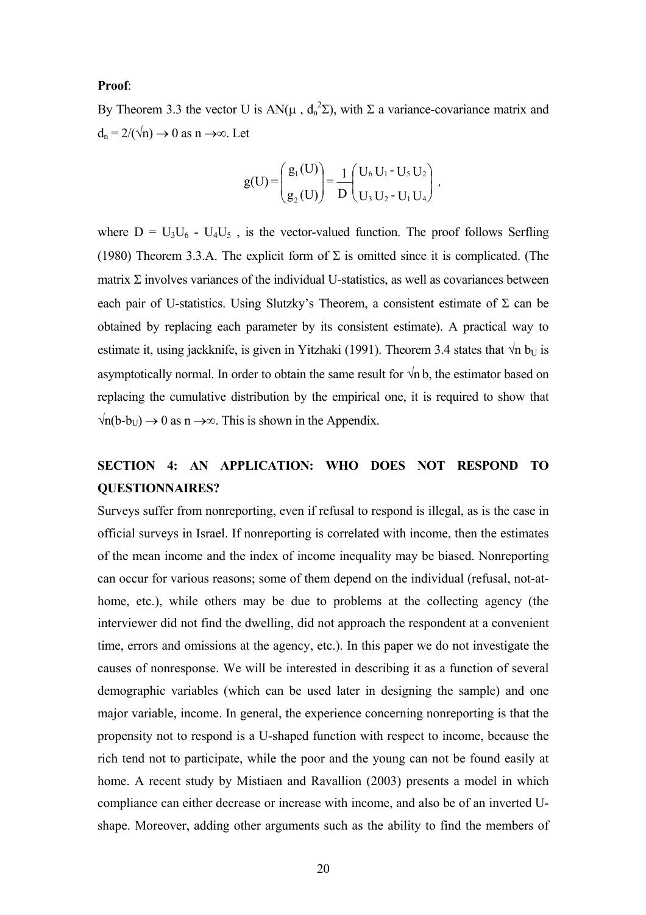**Proof**:

By Theorem 3.3 the vector U is AN($\mu$ , $d_n^2\Sigma$), with $\Sigma$ a variance-covariance matrix and $d_n = 2/(\sqrt{n}) \rightarrow 0$ as $n \rightarrow \infty$. Let

$$g(U) = \begin{pmatrix} g_1(U) \\ g_2(U) \end{pmatrix} = \frac{1}{D}\begin{pmatrix} U_6 U_1 - U_5 U_2 \\ U_3 U_2 - U_1 U_4 \end{pmatrix} ,$$

where $D = U_3U_6 - U_4U_5$ , is the vector-valued function. The proof follows Serfling (1980) Theorem 3.3.A. The explicit form of $\Sigma$ is omitted since it is complicated. (The matrix $\Sigma$ involves variances of the individual U-statistics, as well as covariances between each pair of U-statistics. Using Slutzky's Theorem, a consistent estimate of $\Sigma$ can be obtained by replacing each parameter by its consistent estimate). A practical way to estimate it, using jackknife, is given in Yitzhaki (1991). Theorem 3.4 states that $\sqrt{n}\, b_U$ is asymptotically normal. In order to obtain the same result for $\sqrt{n}\, b$, the estimator based on replacing the cumulative distribution by the empirical one, it is required to show that $\sqrt{n}(b-b_U) \rightarrow 0$ as $n \rightarrow \infty$. This is shown in the Appendix.

## SECTION 4: AN APPLICATION: WHO DOES NOT RESPOND TO QUESTIONNAIRES?

Surveys suffer from nonreporting, even if refusal to respond is illegal, as is the case in official surveys in Israel. If nonreporting is correlated with income, then the estimates of the mean income and the index of income inequality may be biased. Nonreporting can occur for various reasons; some of them depend on the individual (refusal, not-at-home, etc.), while others may be due to problems at the collecting agency (the interviewer did not find the dwelling, did not approach the respondent at a convenient time, errors and omissions at the agency, etc.). In this paper we do not investigate the causes of nonresponse. We will be interested in describing it as a function of several demographic variables (which can be used later in designing the sample) and one major variable, income. In general, the experience concerning nonreporting is that the propensity not to respond is a U-shaped function with respect to income, because the rich tend not to participate, while the poor and the young can not be found easily at home. A recent study by Mistiaen and Ravallion (2003) presents a model in which compliance can either decrease or increase with income, and also be of an inverted U-shape. Moreover, adding other arguments such as the ability to find the members of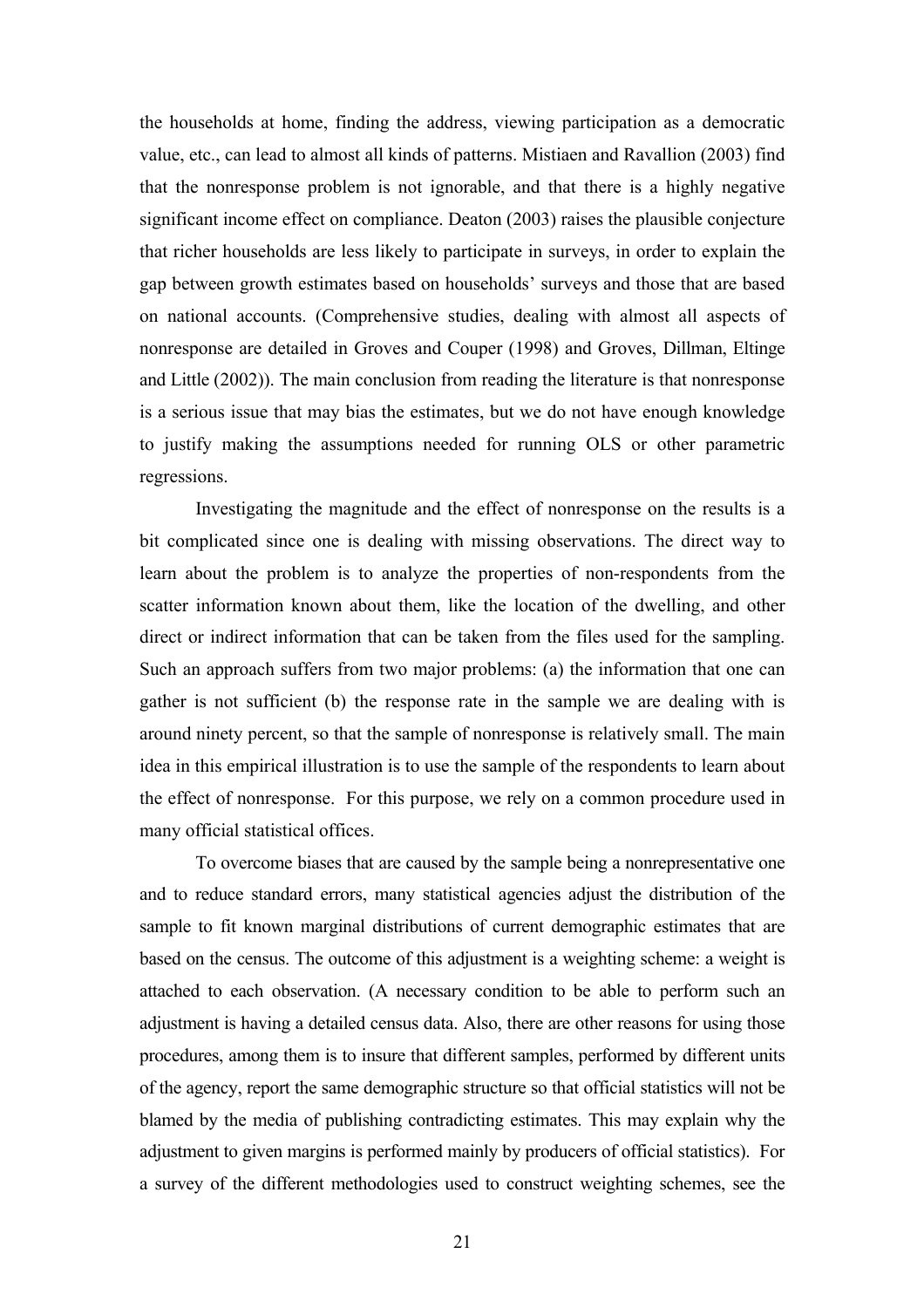the households at home, finding the address, viewing participation as a democratic value, etc., can lead to almost all kinds of patterns. Mistiaen and Ravallion (2003) find that the nonresponse problem is not ignorable, and that there is a highly negative significant income effect on compliance. Deaton (2003) raises the plausible conjecture that richer households are less likely to participate in surveys, in order to explain the gap between growth estimates based on households' surveys and those that are based on national accounts. (Comprehensive studies, dealing with almost all aspects of nonresponse are detailed in Groves and Couper (1998) and Groves, Dillman, Eltinge and Little (2002)). The main conclusion from reading the literature is that nonresponse is a serious issue that may bias the estimates, but we do not have enough knowledge to justify making the assumptions needed for running OLS or other parametric regressions.

Investigating the magnitude and the effect of nonresponse on the results is a bit complicated since one is dealing with missing observations. The direct way to learn about the problem is to analyze the properties of non-respondents from the scatter information known about them, like the location of the dwelling, and other direct or indirect information that can be taken from the files used for the sampling. Such an approach suffers from two major problems: (a) the information that one can gather is not sufficient (b) the response rate in the sample we are dealing with is around ninety percent, so that the sample of nonresponse is relatively small. The main idea in this empirical illustration is to use the sample of the respondents to learn about the effect of nonresponse. For this purpose, we rely on a common procedure used in many official statistical offices.

To overcome biases that are caused by the sample being a nonrepresentative one and to reduce standard errors, many statistical agencies adjust the distribution of the sample to fit known marginal distributions of current demographic estimates that are based on the census. The outcome of this adjustment is a weighting scheme: a weight is attached to each observation. (A necessary condition to be able to perform such an adjustment is having a detailed census data. Also, there are other reasons for using those procedures, among them is to insure that different samples, performed by different units of the agency, report the same demographic structure so that official statistics will not be blamed by the media of publishing contradicting estimates. This may explain why the adjustment to given margins is performed mainly by producers of official statistics). For a survey of the different methodologies used to construct weighting schemes, see the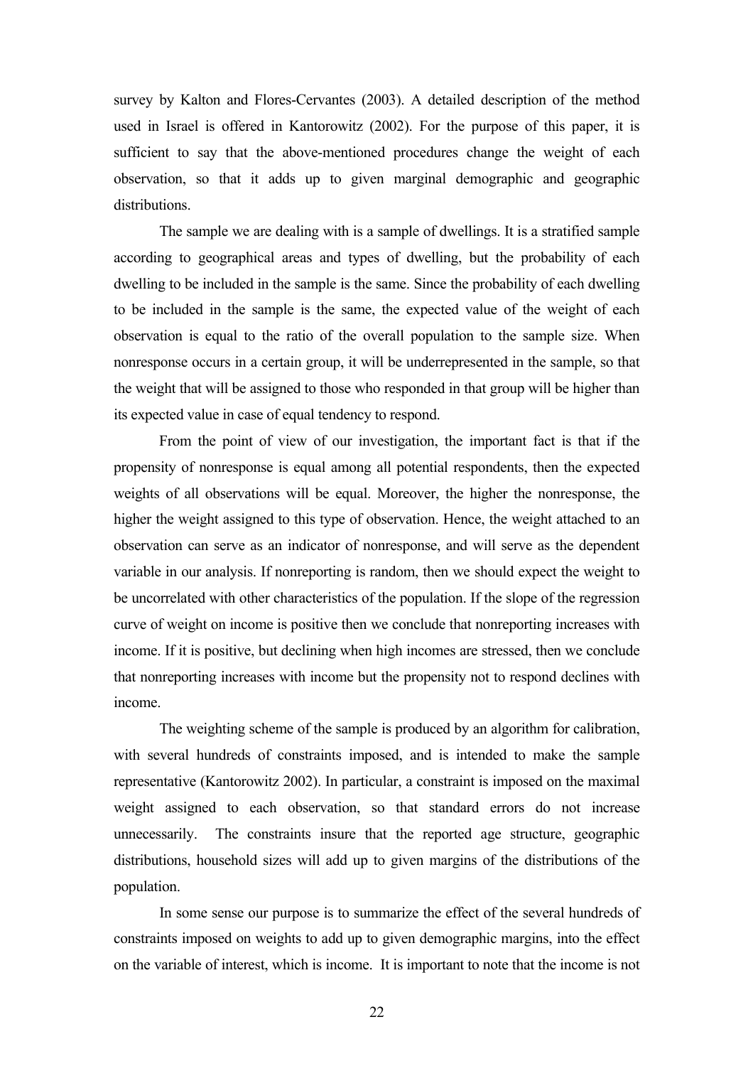survey by Kalton and Flores-Cervantes (2003). A detailed description of the method used in Israel is offered in Kantorowitz (2002). For the purpose of this paper, it is sufficient to say that the above-mentioned procedures change the weight of each observation, so that it adds up to given marginal demographic and geographic distributions.

The sample we are dealing with is a sample of dwellings. It is a stratified sample according to geographical areas and types of dwelling, but the probability of each dwelling to be included in the sample is the same. Since the probability of each dwelling to be included in the sample is the same, the expected value of the weight of each observation is equal to the ratio of the overall population to the sample size. When nonresponse occurs in a certain group, it will be underrepresented in the sample, so that the weight that will be assigned to those who responded in that group will be higher than its expected value in case of equal tendency to respond.

From the point of view of our investigation, the important fact is that if the propensity of nonresponse is equal among all potential respondents, then the expected weights of all observations will be equal. Moreover, the higher the nonresponse, the higher the weight assigned to this type of observation. Hence, the weight attached to an observation can serve as an indicator of nonresponse, and will serve as the dependent variable in our analysis. If nonreporting is random, then we should expect the weight to be uncorrelated with other characteristics of the population. If the slope of the regression curve of weight on income is positive then we conclude that nonreporting increases with income. If it is positive, but declining when high incomes are stressed, then we conclude that nonreporting increases with income but the propensity not to respond declines with income.

The weighting scheme of the sample is produced by an algorithm for calibration, with several hundreds of constraints imposed, and is intended to make the sample representative (Kantorowitz 2002). In particular, a constraint is imposed on the maximal weight assigned to each observation, so that standard errors do not increase unnecessarily. The constraints insure that the reported age structure, geographic distributions, household sizes will add up to given margins of the distributions of the population.

In some sense our purpose is to summarize the effect of the several hundreds of constraints imposed on weights to add up to given demographic margins, into the effect on the variable of interest, which is income. It is important to note that the income is not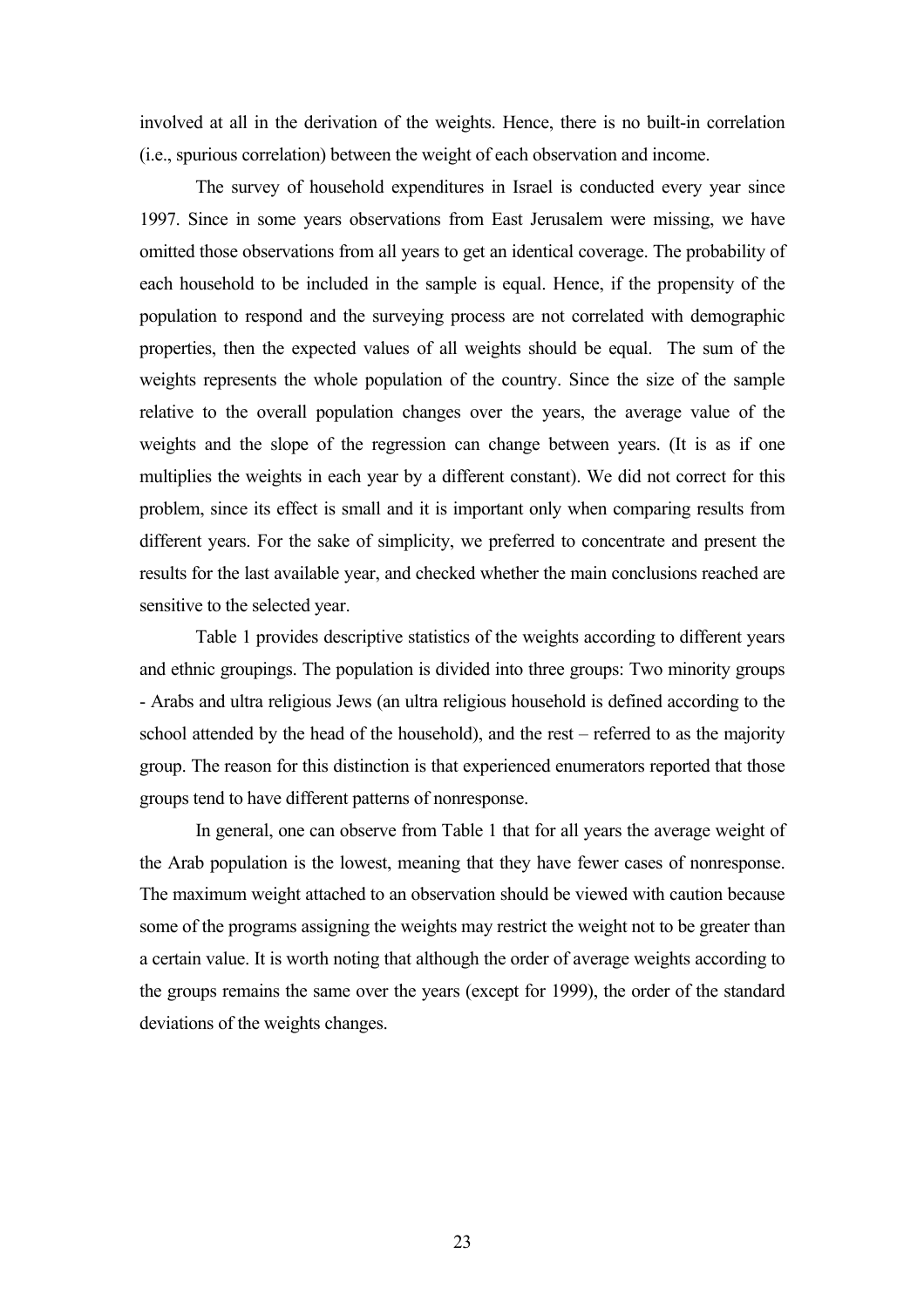involved at all in the derivation of the weights. Hence, there is no built-in correlation (i.e., spurious correlation) between the weight of each observation and income.

The survey of household expenditures in Israel is conducted every year since 1997. Since in some years observations from East Jerusalem were missing, we have omitted those observations from all years to get an identical coverage. The probability of each household to be included in the sample is equal. Hence, if the propensity of the population to respond and the surveying process are not correlated with demographic properties, then the expected values of all weights should be equal. The sum of the weights represents the whole population of the country. Since the size of the sample relative to the overall population changes over the years, the average value of the weights and the slope of the regression can change between years. (It is as if one multiplies the weights in each year by a different constant). We did not correct for this problem, since its effect is small and it is important only when comparing results from different years. For the sake of simplicity, we preferred to concentrate and present the results for the last available year, and checked whether the main conclusions reached are sensitive to the selected year.

Table 1 provides descriptive statistics of the weights according to different years and ethnic groupings. The population is divided into three groups: Two minority groups - Arabs and ultra religious Jews (an ultra religious household is defined according to the school attended by the head of the household), and the rest – referred to as the majority group. The reason for this distinction is that experienced enumerators reported that those groups tend to have different patterns of nonresponse.

In general, one can observe from Table 1 that for all years the average weight of the Arab population is the lowest, meaning that they have fewer cases of nonresponse. The maximum weight attached to an observation should be viewed with caution because some of the programs assigning the weights may restrict the weight not to be greater than a certain value. It is worth noting that although the order of average weights according to the groups remains the same over the years (except for 1999), the order of the standard deviations of the weights changes.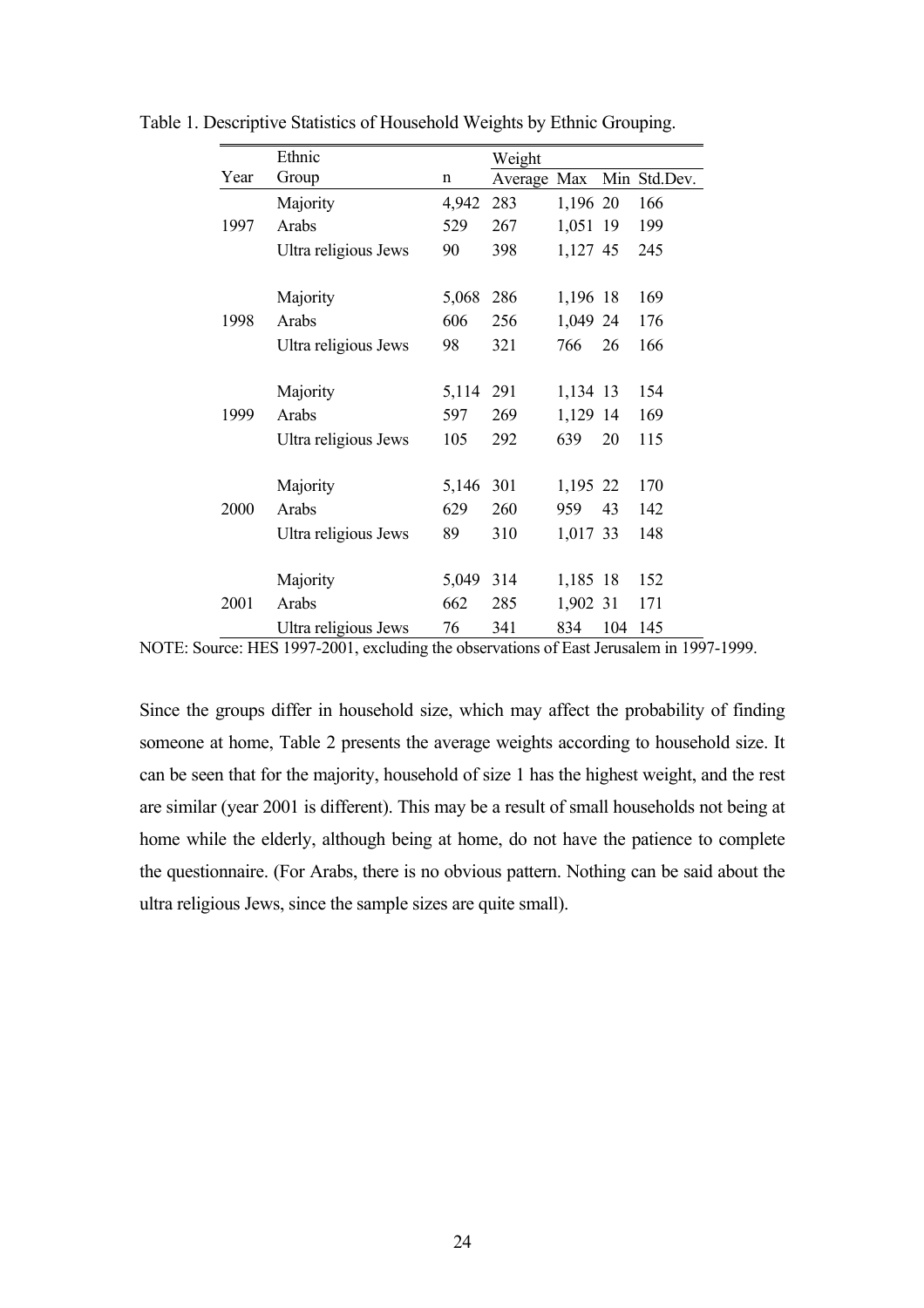Table 1. Descriptive Statistics of Household Weights by Ethnic Grouping.

| Year | Ethnic Group | n | Weight | | | |
|---|---|---|---|---|---|---|
| | | | Average | Max | Min | Std.Dev. |
| 1997 | Majority | 4,942 | 283 | 1,196 | 20 | 166 |
| | Arabs | 529 | 267 | 1,051 | 19 | 199 |
| | Ultra religious Jews | 90 | 398 | 1,127 | 45 | 245 |
| 1998 | Majority | 5,068 | 286 | 1,196 | 18 | 169 |
| | Arabs | 606 | 256 | 1,049 | 24 | 176 |
| | Ultra religious Jews | 98 | 321 | 766 | 26 | 166 |
| 1999 | Majority | 5,114 | 291 | 1,134 | 13 | 154 |
| | Arabs | 597 | 269 | 1,129 | 14 | 169 |
| | Ultra religious Jews | 105 | 292 | 639 | 20 | 115 |
| 2000 | Majority | 5,146 | 301 | 1,195 | 22 | 170 |
| | Arabs | 629 | 260 | 959 | 43 | 142 |
| | Ultra religious Jews | 89 | 310 | 1,017 | 33 | 148 |
| 2001 | Majority | 5,049 | 314 | 1,185 | 18 | 152 |
| | Arabs | 662 | 285 | 1,902 | 31 | 171 |
| | Ultra religious Jews | 76 | 341 | 834 | 104 | 145 |

NOTE: Source: HES 1997-2001, excluding the observations of East Jerusalem in 1997-1999.

Since the groups differ in household size, which may affect the probability of finding someone at home, Table 2 presents the average weights according to household size. It can be seen that for the majority, household of size 1 has the highest weight, and the rest are similar (year 2001 is different). This may be a result of small households not being at home while the elderly, although being at home, do not have the patience to complete the questionnaire. (For Arabs, there is no obvious pattern. Nothing can be said about the ultra religious Jews, since the sample sizes are quite small).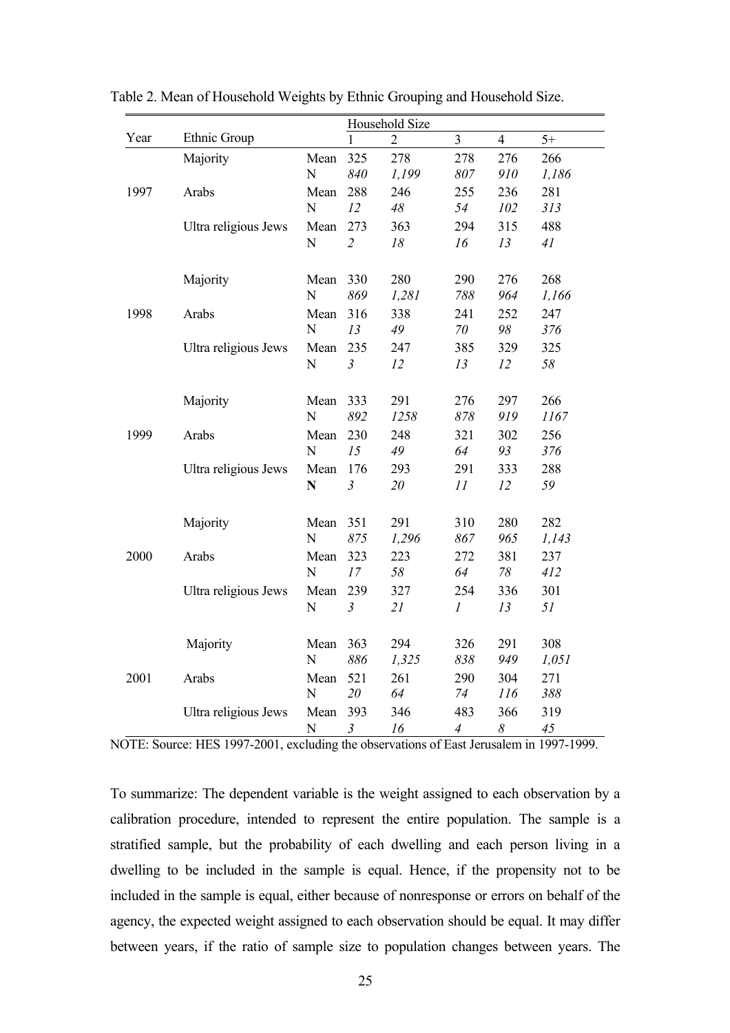Table 2. Mean of Household Weights by Ethnic Grouping and Household Size.

| Year | Ethnic Group | | Household Size | | | | |
|---|---|---|---|---|---|---|---|
| | | | 1 | 2 | 3 | 4 | 5+ |
| | Majority | Mean | 325 | 278 | 278 | 276 | 266 |
| | | N | *840* | *1,199* | *807* | *910* | *1,186* |
| 1997 | Arabs | Mean | 288 | 246 | 255 | 236 | 281 |
| | | N | *12* | *48* | *54* | *102* | *313* |
| | Ultra religious Jews | Mean | 273 | 363 | 294 | 315 | 488 |
| | | N | *2* | *18* | *16* | *13* | *41* |
| | Majority | Mean | 330 | 280 | 290 | 276 | 268 |
| | | N | *869* | *1,281* | *788* | *964* | *1,166* |
| 1998 | Arabs | Mean | 316 | 338 | 241 | 252 | 247 |
| | | N | *13* | *49* | *70* | *98* | *376* |
| | Ultra religious Jews | Mean | 235 | 247 | 385 | 329 | 325 |
| | | N | *3* | *12* | *13* | *12* | *58* |
| | Majority | Mean | 333 | 291 | 276 | 297 | 266 |
| | | N | *892* | *1258* | *878* | *919* | *1167* |
| 1999 | Arabs | Mean | 230 | 248 | 321 | 302 | 256 |
| | | N | *15* | *49* | *64* | *93* | *376* |
| | Ultra religious Jews | Mean | 176 | 293 | 291 | 333 | 288 |
| | | **N** | *3* | *20* | *11* | *12* | *59* |
| | Majority | Mean | 351 | 291 | 310 | 280 | 282 |
| | | N | *875* | *1,296* | *867* | *965* | *1,143* |
| 2000 | Arabs | Mean | 323 | 223 | 272 | 381 | 237 |
| | | N | *17* | *58* | *64* | *78* | *412* |
| | Ultra religious Jews | Mean | 239 | 327 | 254 | 336 | 301 |
| | | N | *3* | *21* | *1* | *13* | *51* |
| | Majority | Mean | 363 | 294 | 326 | 291 | 308 |
| | | N | *886* | *1,325* | *838* | *949* | *1,051* |
| 2001 | Arabs | Mean | 521 | 261 | 290 | 304 | 271 |
| | | N | *20* | *64* | *74* | *116* | *388* |
| | Ultra religious Jews | Mean | 393 | 346 | 483 | 366 | 319 |
| | | N | *3* | *16* | *4* | *8* | *45* |

NOTE: Source: HES 1997-2001, excluding the observations of East Jerusalem in 1997-1999.

To summarize: The dependent variable is the weight assigned to each observation by a calibration procedure, intended to represent the entire population. The sample is a stratified sample, but the probability of each dwelling and each person living in a dwelling to be included in the sample is equal. Hence, if the propensity not to be included in the sample is equal, either because of nonresponse or errors on behalf of the agency, the expected weight assigned to each observation should be equal. It may differ between years, if the ratio of sample size to population changes between years. The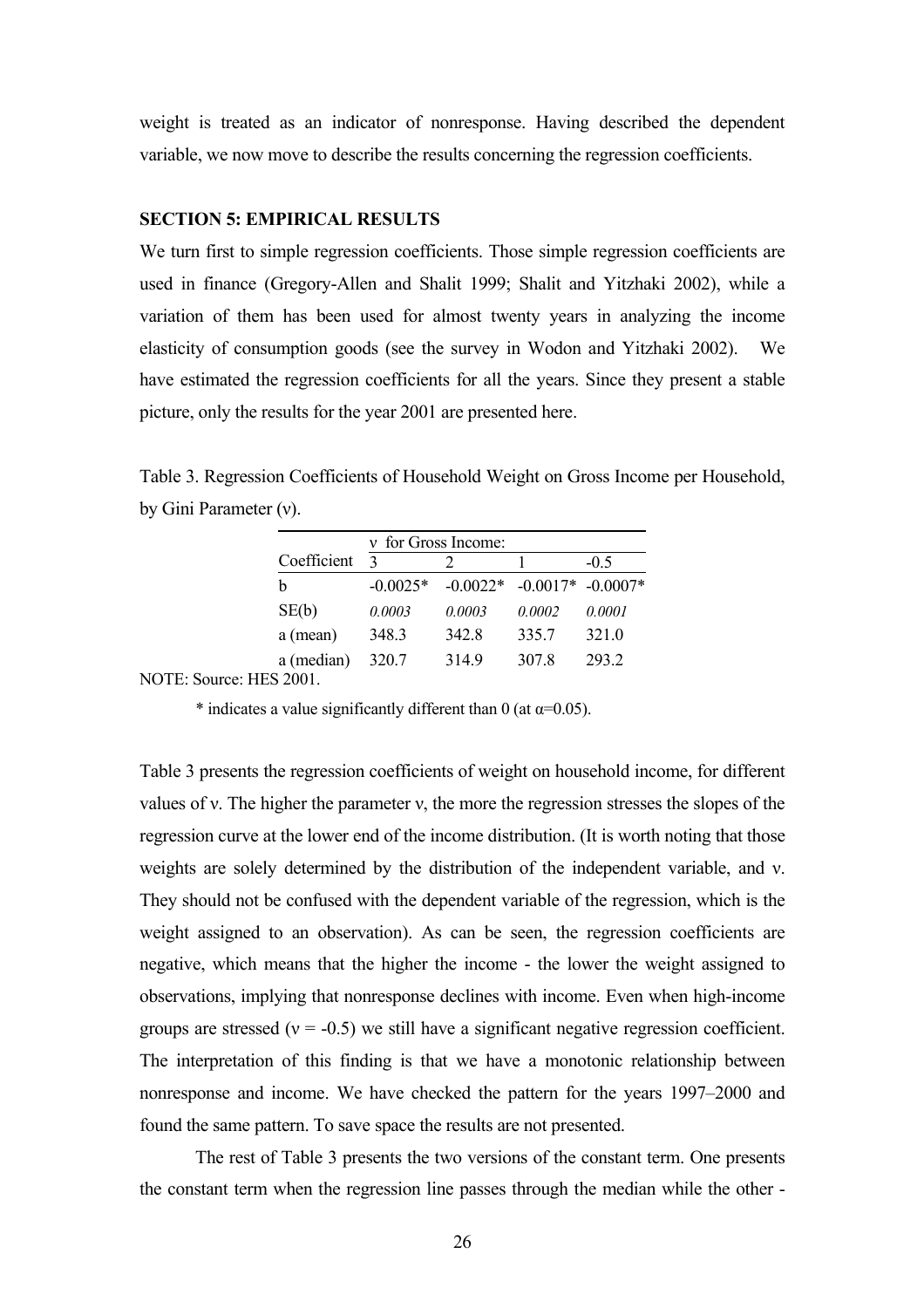weight is treated as an indicator of nonresponse. Having described the dependent variable, we now move to describe the results concerning the regression coefficients.

## SECTION 5: EMPIRICAL RESULTS

We turn first to simple regression coefficients. Those simple regression coefficients are used in finance (Gregory-Allen and Shalit 1999; Shalit and Yitzhaki 2002), while a variation of them has been used for almost twenty years in analyzing the income elasticity of consumption goods (see the survey in Wodon and Yitzhaki 2002). We have estimated the regression coefficients for all the years. Since they present a stable picture, only the results for the year 2001 are presented here.

Table 3. Regression Coefficients of Household Weight on Gross Income per Household, by Gini Parameter (ν).

| | ν for Gross Income: | | | |
|---|---|---|---|---|
| Coefficient | 3 | 2 | 1 | -0.5 |
| b | -0.0025* | -0.0022* | -0.0017* | -0.0007* |
| SE(b) | *0.0003* | *0.0003* | *0.0002* | *0.0001* |
| a (mean) | 348.3 | 342.8 | 335.7 | 321.0 |
| a (median) | 320.7 | 314.9 | 307.8 | 293.2 |

NOTE: Source: HES 2001.

\* indicates a value significantly different than 0 (at $\alpha$=0.05).

Table 3 presents the regression coefficients of weight on household income, for different values of ν. The higher the parameter ν, the more the regression stresses the slopes of the regression curve at the lower end of the income distribution. (It is worth noting that those weights are solely determined by the distribution of the independent variable, and ν. They should not be confused with the dependent variable of the regression, which is the weight assigned to an observation). As can be seen, the regression coefficients are negative, which means that the higher the income - the lower the weight assigned to observations, implying that nonresponse declines with income. Even when high-income groups are stressed ($\nu = -0.5$) we still have a significant negative regression coefficient. The interpretation of this finding is that we have a monotonic relationship between nonresponse and income. We have checked the pattern for the years 1997–2000 and found the same pattern. To save space the results are not presented.

The rest of Table 3 presents the two versions of the constant term. One presents the constant term when the regression line passes through the median while the other -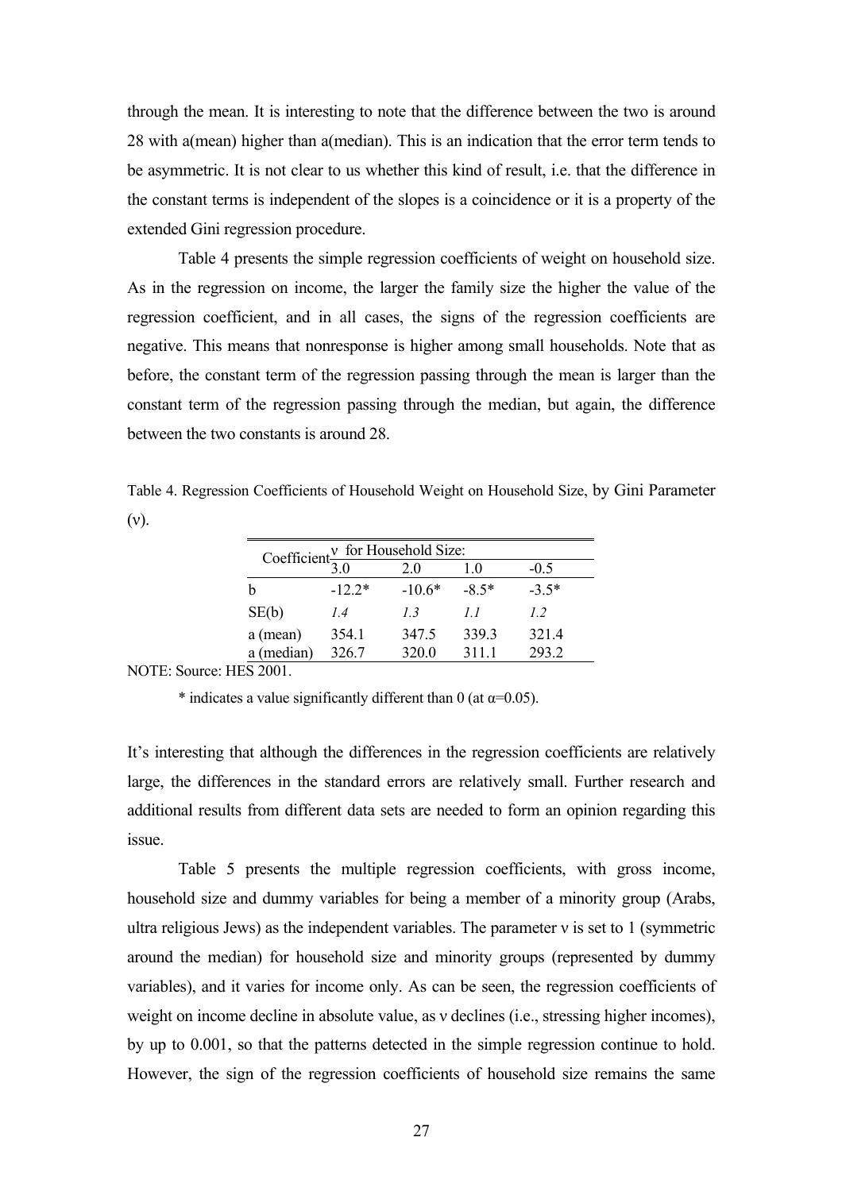through the mean. It is interesting to note that the difference between the two is around 28 with a(mean) higher than a(median). This is an indication that the error term tends to be asymmetric. It is not clear to us whether this kind of result, i.e. that the difference in the constant terms is independent of the slopes is a coincidence or it is a property of the extended Gini regression procedure.

Table 4 presents the simple regression coefficients of weight on household size. As in the regression on income, the larger the family size the higher the value of the regression coefficient, and in all cases, the signs of the regression coefficients are negative. This means that nonresponse is higher among small households. Note that as before, the constant term of the regression passing through the mean is larger than the constant term of the regression passing through the median, but again, the difference between the two constants is around 28.

Table 4. Regression Coefficients of Household Weight on Household Size, by Gini Parameter (ν).

| Coefficient | ν for Household Size: | | | |
|---|---|---|---|---|
| | 3.0 | 2.0 | 1.0 | -0.5 |
| b | -12.2* | -10.6* | -8.5* | -3.5* |
| SE(b) | *1.4* | *1.3* | *1.1* | *1.2* |
| a (mean) | 354.1 | 347.5 | 339.3 | 321.4 |
| a (median) | 326.7 | 320.0 | 311.1 | 293.2 |

NOTE: Source: HES 2001.

\* indicates a value significantly different than 0 (at $\alpha$=0.05).

It's interesting that although the differences in the regression coefficients are relatively large, the differences in the standard errors are relatively small. Further research and additional results from different data sets are needed to form an opinion regarding this issue.

Table 5 presents the multiple regression coefficients, with gross income, household size and dummy variables for being a member of a minority group (Arabs, ultra religious Jews) as the independent variables. The parameter ν is set to 1 (symmetric around the median) for household size and minority groups (represented by dummy variables), and it varies for income only. As can be seen, the regression coefficients of weight on income decline in absolute value, as ν declines (i.e., stressing higher incomes), by up to 0.001, so that the patterns detected in the simple regression continue to hold. However, the sign of the regression coefficients of household size remains the same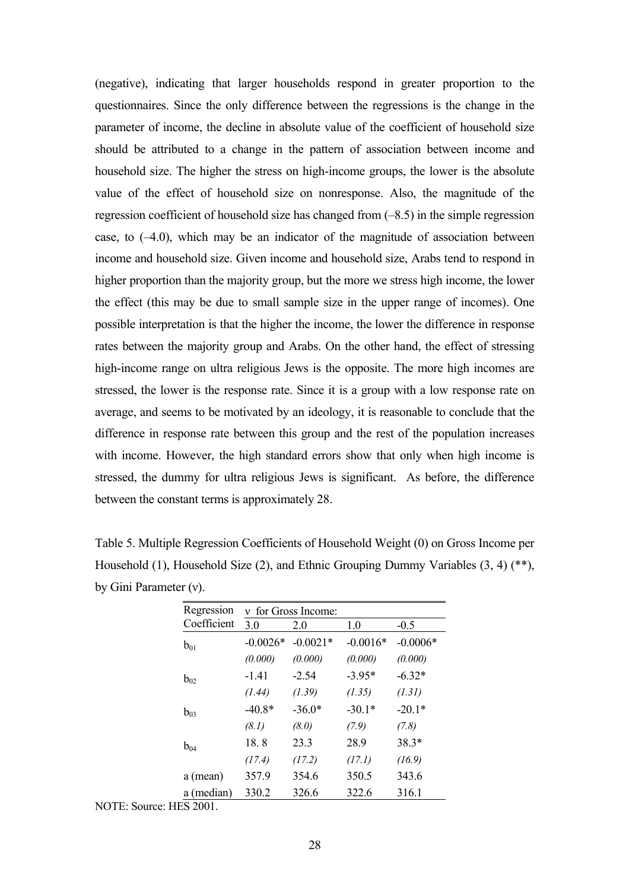(negative), indicating that larger households respond in greater proportion to the questionnaires. Since the only difference between the regressions is the change in the parameter of income, the decline in absolute value of the coefficient of household size should be attributed to a change in the pattern of association between income and household size. The higher the stress on high-income groups, the lower is the absolute value of the effect of household size on nonresponse. Also, the magnitude of the regression coefficient of household size has changed from (–8.5) in the simple regression case, to (–4.0), which may be an indicator of the magnitude of association between income and household size. Given income and household size, Arabs tend to respond in higher proportion than the majority group, but the more we stress high income, the lower the effect (this may be due to small sample size in the upper range of incomes). One possible interpretation is that the higher the income, the lower the difference in response rates between the majority group and Arabs. On the other hand, the effect of stressing high-income range on ultra religious Jews is the opposite. The more high incomes are stressed, the lower is the response rate. Since it is a group with a low response rate on average, and seems to be motivated by an ideology, it is reasonable to conclude that the difference in response rate between this group and the rest of the population increases with income. However, the high standard errors show that only when high income is stressed, the dummy for ultra religious Jews is significant. As before, the difference between the constant terms is approximately 28.

Table 5. Multiple Regression Coefficients of Household Weight (0) on Gross Income per Household (1), Household Size (2), and Ethnic Grouping Dummy Variables (3, 4) (**), by Gini Parameter (ν).

| Regression Coefficient | ν for Gross Income: 3.0 | 2.0 | 1.0 | -0.5 |
|---|---|---|---|---|
| $b_{01}$ | -0.0026* | -0.0021* | -0.0016* | -0.0006* |
| | *(0.000)* | *(0.000)* | *(0.000)* | *(0.000)* |
| $b_{02}$ | -1.41 | -2.54 | -3.95* | -6.32* |
| | *(1.44)* | *(1.39)* | *(1.35)* | *(1.31)* |
| $b_{03}$ | -40.8* | -36.0* | -30.1* | -20.1* |
| | *(8.1)* | *(8.0)* | *(7.9)* | *(7.8)* |
| $b_{04}$ | 18. 8 | 23.3 | 28.9 | 38.3* |
| | *(17.4)* | *(17.2)* | *(17.1)* | *(16.9)* |
| a (mean) | 357.9 | 354.6 | 350.5 | 343.6 |
| a (median) | 330.2 | 326.6 | 322.6 | 316.1 |

NOTE: Source: HES 2001.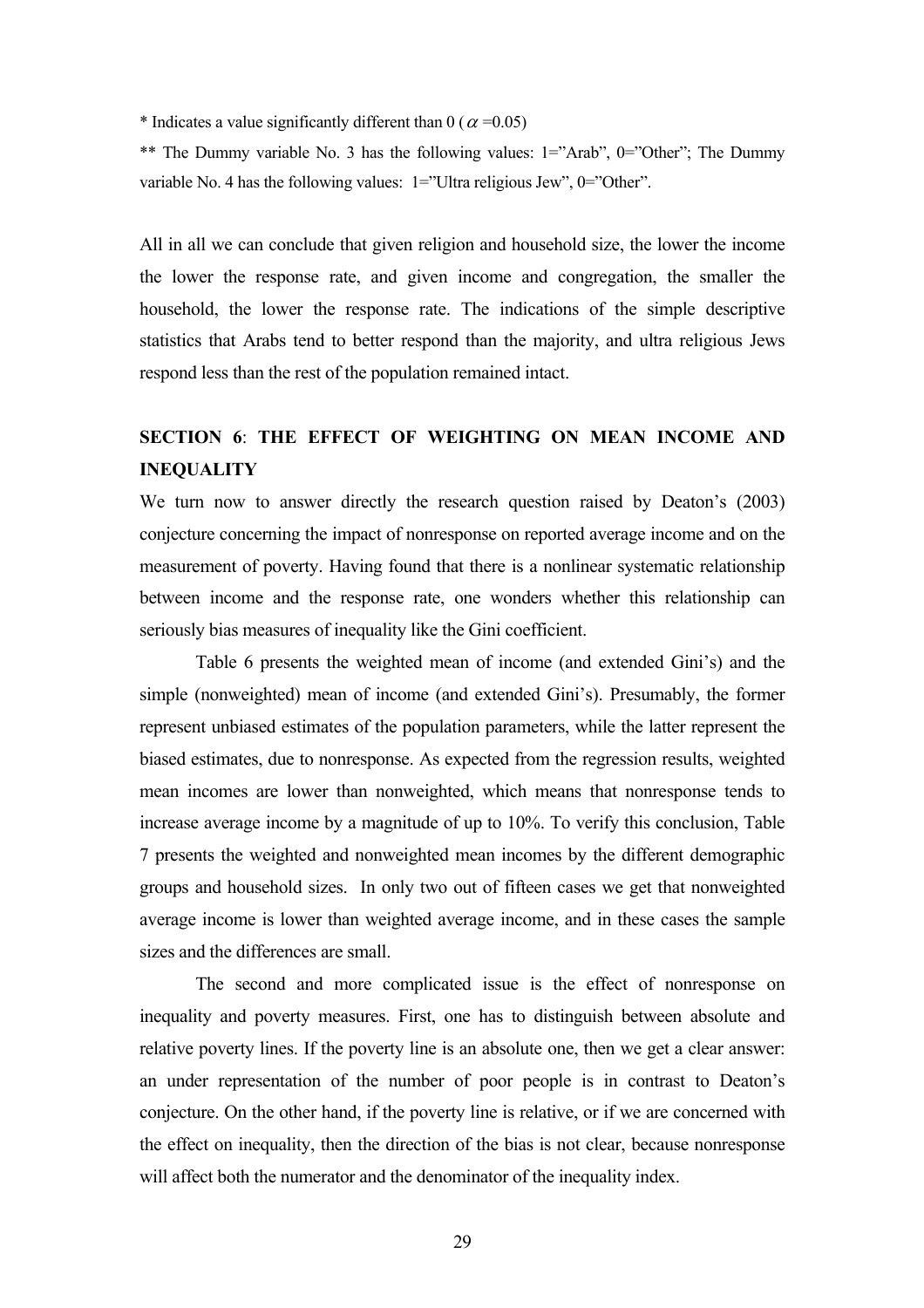* Indicates a value significantly different than 0 ($\alpha$ =0.05)

** The Dummy variable No. 3 has the following values: 1="Arab", 0="Other"; The Dummy variable No. 4 has the following values: 1="Ultra religious Jew", 0="Other".

All in all we can conclude that given religion and household size, the lower the income the lower the response rate, and given income and congregation, the smaller the household, the lower the response rate. The indications of the simple descriptive statistics that Arabs tend to better respond than the majority, and ultra religious Jews respond less than the rest of the population remained intact.

## SECTION 6: THE EFFECT OF WEIGHTING ON MEAN INCOME AND INEQUALITY

We turn now to answer directly the research question raised by Deaton's (2003) conjecture concerning the impact of nonresponse on reported average income and on the measurement of poverty. Having found that there is a nonlinear systematic relationship between income and the response rate, one wonders whether this relationship can seriously bias measures of inequality like the Gini coefficient.

Table 6 presents the weighted mean of income (and extended Gini's) and the simple (nonweighted) mean of income (and extended Gini's). Presumably, the former represent unbiased estimates of the population parameters, while the latter represent the biased estimates, due to nonresponse. As expected from the regression results, weighted mean incomes are lower than nonweighted, which means that nonresponse tends to increase average income by a magnitude of up to 10%. To verify this conclusion, Table 7 presents the weighted and nonweighted mean incomes by the different demographic groups and household sizes. In only two out of fifteen cases we get that nonweighted average income is lower than weighted average income, and in these cases the sample sizes and the differences are small.

The second and more complicated issue is the effect of nonresponse on inequality and poverty measures. First, one has to distinguish between absolute and relative poverty lines. If the poverty line is an absolute one, then we get a clear answer: an under representation of the number of poor people is in contrast to Deaton's conjecture. On the other hand, if the poverty line is relative, or if we are concerned with the effect on inequality, then the direction of the bias is not clear, because nonresponse will affect both the numerator and the denominator of the inequality index.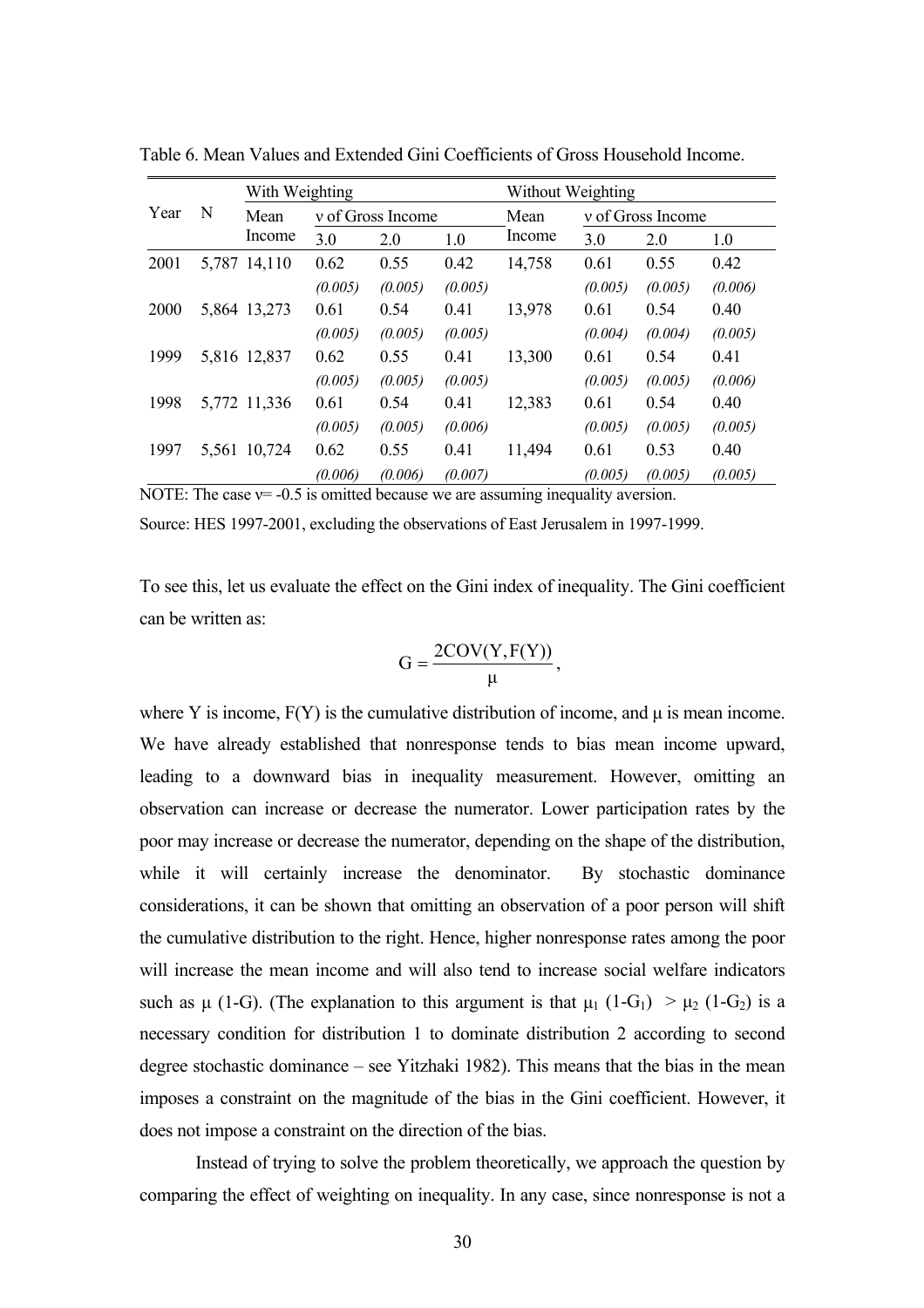Table 6. Mean Values and Extended Gini Coefficients of Gross Household Income.

| Year | N | With Weighting | | | | Without Weighting | | | |
|---|---|---|---|---|---|---|---|---|---|
| | | Mean Income | ν of Gross Income | | | Mean Income | ν of Gross Income | | |
| | | | 3.0 | 2.0 | 1.0 | | 3.0 | 2.0 | 1.0 |
| 2001 | 5,787 | 14,110 | 0.62 | 0.55 | 0.42 | 14,758 | 0.61 | 0.55 | 0.42 |
| | | | *(0.005)* | *(0.005)* | *(0.005)* | | *(0.005)* | *(0.005)* | *(0.006)* |
| 2000 | 5,864 | 13,273 | 0.61 | 0.54 | 0.41 | 13,978 | 0.61 | 0.54 | 0.40 |
| | | | *(0.005)* | *(0.005)* | *(0.005)* | | *(0.004)* | *(0.004)* | *(0.005)* |
| 1999 | 5,816 | 12,837 | 0.62 | 0.55 | 0.41 | 13,300 | 0.61 | 0.54 | 0.41 |
| | | | *(0.005)* | *(0.005)* | *(0.005)* | | *(0.005)* | *(0.005)* | *(0.006)* |
| 1998 | 5,772 | 11,336 | 0.61 | 0.54 | 0.41 | 12,383 | 0.61 | 0.54 | 0.40 |
| | | | *(0.005)* | *(0.005)* | *(0.006)* | | *(0.005)* | *(0.005)* | *(0.005)* |
| 1997 | 5,561 | 10,724 | 0.62 | 0.55 | 0.41 | 11,494 | 0.61 | 0.53 | 0.40 |
| | | | *(0.006)* | *(0.006)* | *(0.007)* | | *(0.005)* | *(0.005)* | *(0.005)* |

NOTE: The case ν= -0.5 is omitted because we are assuming inequality aversion.

Source: HES 1997-2001, excluding the observations of East Jerusalem in 1997-1999.

To see this, let us evaluate the effect on the Gini index of inequality. The Gini coefficient can be written as:

$$G = \frac{2COV(Y, F(Y))}{\mu},$$

where Y is income, F(Y) is the cumulative distribution of income, and μ is mean income. We have already established that nonresponse tends to bias mean income upward, leading to a downward bias in inequality measurement. However, omitting an observation can increase or decrease the numerator. Lower participation rates by the poor may increase or decrease the numerator, depending on the shape of the distribution, while it will certainly increase the denominator. By stochastic dominance considerations, it can be shown that omitting an observation of a poor person will shift the cumulative distribution to the right. Hence, higher nonresponse rates among the poor will increase the mean income and will also tend to increase social welfare indicators such as $\mu$ (1-G). (The explanation to this argument is that $\mu_1 (1-G_1) > \mu_2 (1-G_2)$ is a necessary condition for distribution 1 to dominate distribution 2 according to second degree stochastic dominance – see Yitzhaki 1982). This means that the bias in the mean imposes a constraint on the magnitude of the bias in the Gini coefficient. However, it does not impose a constraint on the direction of the bias.

Instead of trying to solve the problem theoretically, we approach the question by comparing the effect of weighting on inequality. In any case, since nonresponse is not a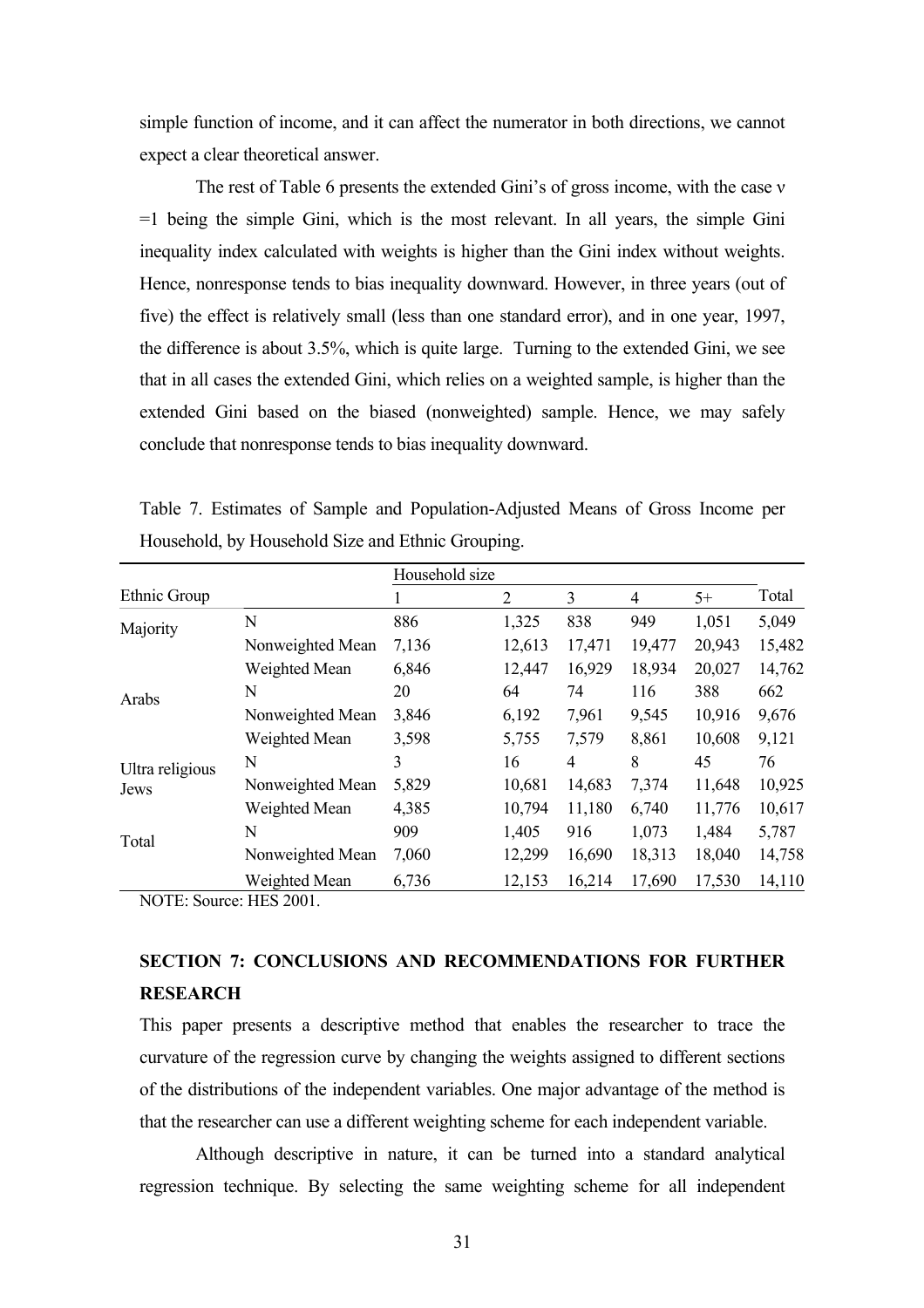simple function of income, and it can affect the numerator in both directions, we cannot expect a clear theoretical answer.

The rest of Table 6 presents the extended Gini's of gross income, with the case $\nu = 1$ being the simple Gini, which is the most relevant. In all years, the simple Gini inequality index calculated with weights is higher than the Gini index without weights. Hence, nonresponse tends to bias inequality downward. However, in three years (out of five) the effect is relatively small (less than one standard error), and in one year, 1997, the difference is about 3.5%, which is quite large. Turning to the extended Gini, we see that in all cases the extended Gini, which relies on a weighted sample, is higher than the extended Gini based on the biased (nonweighted) sample. Hence, we may safely conclude that nonresponse tends to bias inequality downward.

Table 7. Estimates of Sample and Population-Adjusted Means of Gross Income per Household, by Household Size and Ethnic Grouping.

| | | Household size | | | | | |
|---|---|---|---|---|---|---|---|
| Ethnic Group | | 1 | 2 | 3 | 4 | 5+ | Total |
| Majority | N | 886 | 1,325 | 838 | 949 | 1,051 | 5,049 |
| | Nonweighted Mean | 7,136 | 12,613 | 17,471 | 19,477 | 20,943 | 15,482 |
| | Weighted Mean | 6,846 | 12,447 | 16,929 | 18,934 | 20,027 | 14,762 |
| Arabs | N | 20 | 64 | 74 | 116 | 388 | 662 |
| | Nonweighted Mean | 3,846 | 6,192 | 7,961 | 9,545 | 10,916 | 9,676 |
| | Weighted Mean | 3,598 | 5,755 | 7,579 | 8,861 | 10,608 | 9,121 |
| Ultra religious Jews | N | 3 | 16 | 4 | 8 | 45 | 76 |
| | Nonweighted Mean | 5,829 | 10,681 | 14,683 | 7,374 | 11,648 | 10,925 |
| | Weighted Mean | 4,385 | 10,794 | 11,180 | 6,740 | 11,776 | 10,617 |
| Total | N | 909 | 1,405 | 916 | 1,073 | 1,484 | 5,787 |
| | Nonweighted Mean | 7,060 | 12,299 | 16,690 | 18,313 | 18,040 | 14,758 |
| | Weighted Mean | 6,736 | 12,153 | 16,214 | 17,690 | 17,530 | 14,110 |

NOTE: Source: HES 2001.

## SECTION 7: CONCLUSIONS AND RECOMMENDATIONS FOR FURTHER RESEARCH

This paper presents a descriptive method that enables the researcher to trace the curvature of the regression curve by changing the weights assigned to different sections of the distributions of the independent variables. One major advantage of the method is that the researcher can use a different weighting scheme for each independent variable.

Although descriptive in nature, it can be turned into a standard analytical regression technique. By selecting the same weighting scheme for all independent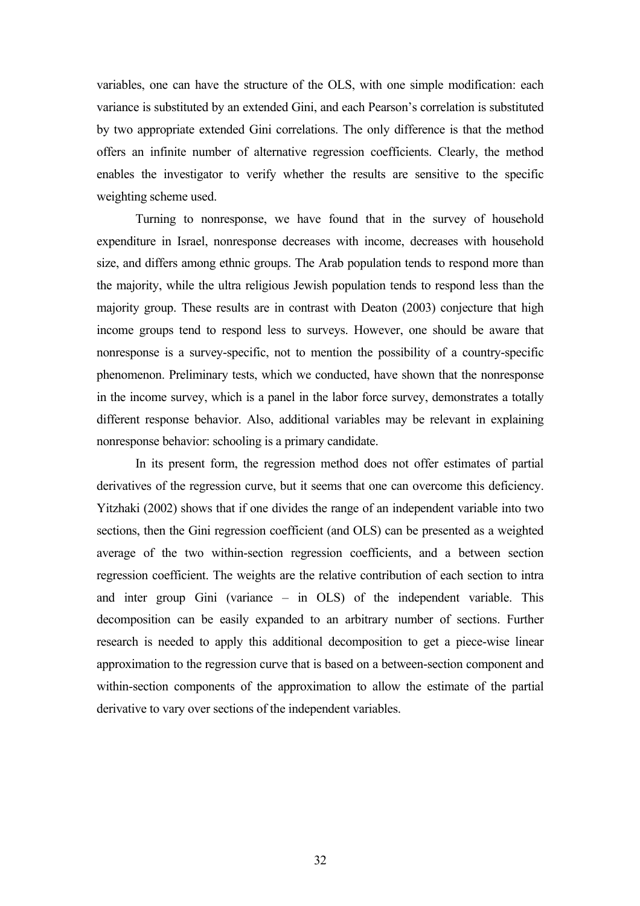variables, one can have the structure of the OLS, with one simple modification: each variance is substituted by an extended Gini, and each Pearson's correlation is substituted by two appropriate extended Gini correlations. The only difference is that the method offers an infinite number of alternative regression coefficients. Clearly, the method enables the investigator to verify whether the results are sensitive to the specific weighting scheme used.

Turning to nonresponse, we have found that in the survey of household expenditure in Israel, nonresponse decreases with income, decreases with household size, and differs among ethnic groups. The Arab population tends to respond more than the majority, while the ultra religious Jewish population tends to respond less than the majority group. These results are in contrast with Deaton (2003) conjecture that high income groups tend to respond less to surveys. However, one should be aware that nonresponse is a survey-specific, not to mention the possibility of a country-specific phenomenon. Preliminary tests, which we conducted, have shown that the nonresponse in the income survey, which is a panel in the labor force survey, demonstrates a totally different response behavior. Also, additional variables may be relevant in explaining nonresponse behavior: schooling is a primary candidate.

In its present form, the regression method does not offer estimates of partial derivatives of the regression curve, but it seems that one can overcome this deficiency. Yitzhaki (2002) shows that if one divides the range of an independent variable into two sections, then the Gini regression coefficient (and OLS) can be presented as a weighted average of the two within-section regression coefficients, and a between section regression coefficient. The weights are the relative contribution of each section to intra and inter group Gini (variance – in OLS) of the independent variable. This decomposition can be easily expanded to an arbitrary number of sections. Further research is needed to apply this additional decomposition to get a piece-wise linear approximation to the regression curve that is based on a between-section component and within-section components of the approximation to allow the estimate of the partial derivative to vary over sections of the independent variables.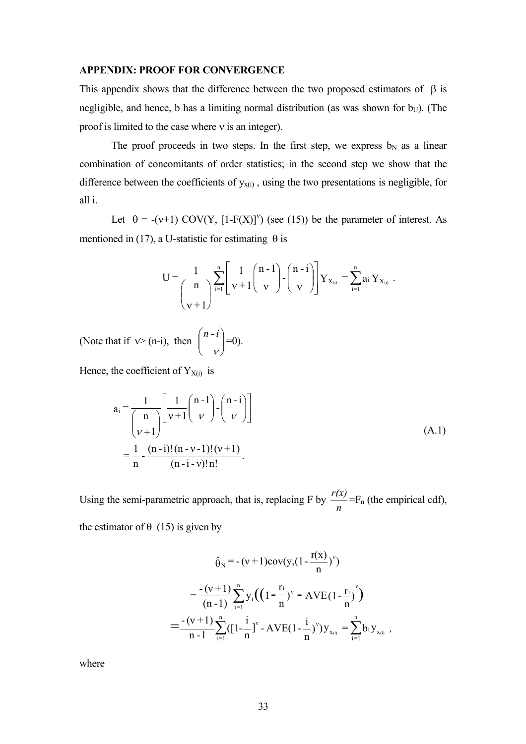**APPENDIX: PROOF FOR CONVERGENCE**

This appendix shows that the difference between the two proposed estimators of $\beta$ is negligible, and hence, b has a limiting normal distribution (as was shown for $b_U$). (The proof is limited to the case where $\nu$ is an integer).

The proof proceeds in two steps. In the first step, we express $b_N$ as a linear combination of concomitants of order statistics; in the second step we show that the difference between the coefficients of $y_{x(i)}$, using the two presentations is negligible, for all i.

Let $\theta = -(\nu+1)\ \mathrm{COV}(Y, [1-F(X)]^{\nu})$ (see (15)) be the parameter of interest. As mentioned in (17), a U-statistic for estimating $\theta$ is

$$U = \frac{1}{\binom{n}{\nu+1}} \sum_{i=1}^{n} \left[ \frac{1}{\nu+1} \binom{n-1}{\nu} - \binom{n-i}{\nu} \right] Y_{X_{(i)}} = \sum_{i=1}^{n} a_i\, Y_{X_{(i)}} \ .$$

(Note that if $\nu > (n-i)$, then $\binom{n-i}{\nu} = 0$).

Hence, the coefficient of $Y_{X(i)}$ is

$$\begin{aligned} a_i &= \frac{1}{\binom{n}{\nu+1}} \left[ \frac{1}{\nu+1} \binom{n-1}{\nu} - \binom{n-i}{\nu} \right] \\ &= \frac{1}{n} - \frac{(n-i)!\,(n-\nu-1)!\,(\nu+1)}{(n-i-\nu)!\,n!} . \end{aligned} \tag{A.1}$$

Using the semi-parametric approach, that is, replacing F by $\frac{r(x)}{n} = F_n$ (the empirical cdf), the estimator of $\theta$ (15) is given by

$$\hat{\theta}_N = -(\nu+1)\mathrm{cov}\left(y, \left(1-\frac{r(x)}{n}\right)^{\nu}\right)$$

$$= \frac{-(\nu+1)}{(n-1)} \sum_{i=1}^{n} y_i \left( \left(1-\frac{r_i}{n}\right)^{\nu} - \mathrm{AVE}\left(1-\frac{r_i}{n}\right)^{\nu} \right)$$

$$= \frac{-(\nu+1)}{n-1} \sum_{i=1}^{n} \left( \left[1-\frac{i}{n}\right]^{\nu} - \mathrm{AVE}\left(1-\frac{i}{n}\right)^{\nu} \right) y_{x(i)} = \sum_{i=1}^{n} b_i\, y_{x(i)} \ ,$$

where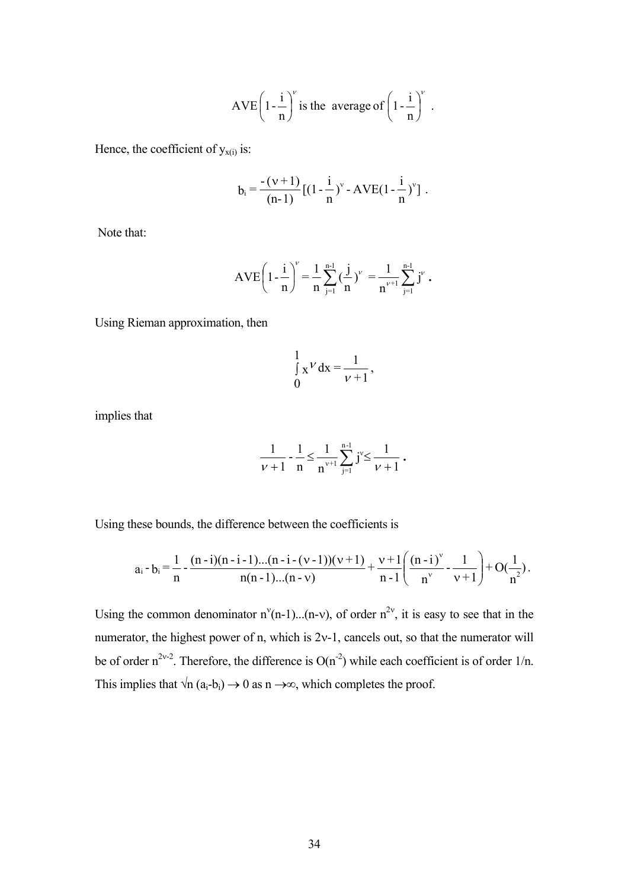$$\text{AVE}\left(1-\frac{i}{n}\right)^{\nu} \text{ is the average of } \left(1-\frac{i}{n}\right)^{\nu} .$$

Hence, the coefficient of $y_{x(i)}$ is:

$$b_i = \frac{-(\nu+1)}{(n-1)}\left[(1-\frac{i}{n})^{\nu} - \text{AVE}(1-\frac{i}{n})^{\nu}\right] .$$

Note that:

$$\text{AVE}\left(1-\frac{i}{n}\right)^{\nu} = \frac{1}{n}\sum_{j=1}^{n-1}(\frac{j}{n})^{\nu} = \frac{1}{n^{\nu+1}}\sum_{j=1}^{n-1} j^{\nu} .$$

Using Rieman approximation, then

$$\int_0^1 x^{\nu}\,dx = \frac{1}{\nu+1},$$

implies that

$$\frac{1}{\nu+1} - \frac{1}{n} \le \frac{1}{n^{\nu+1}}\sum_{j=1}^{n-1} j^{\nu} \le \frac{1}{\nu+1} .$$

Using these bounds, the difference between the coefficients is

$$a_i - b_i = \frac{1}{n} - \frac{(n-i)(n-i-1)...(n-i-(\nu-1))(\nu+1)}{n(n-1)...(n-\nu)} + \frac{\nu+1}{n-1}\left(\frac{(n-i)^{\nu}}{n^{\nu}} - \frac{1}{\nu+1}\right) + O(\frac{1}{n^2}) .$$

Using the common denominator $n^{\nu}(n-1)...(n-\nu)$, of order $n^{2\nu}$, it is easy to see that in the numerator, the highest power of n, which is $2\nu-1$, cancels out, so that the numerator will be of order $n^{2\nu-2}$. Therefore, the difference is $O(n^{-2})$ while each coefficient is of order 1/n. This implies that $\sqrt{n}\,(a_i-b_i) \to 0$ as $n \to \infty$, which completes the proof.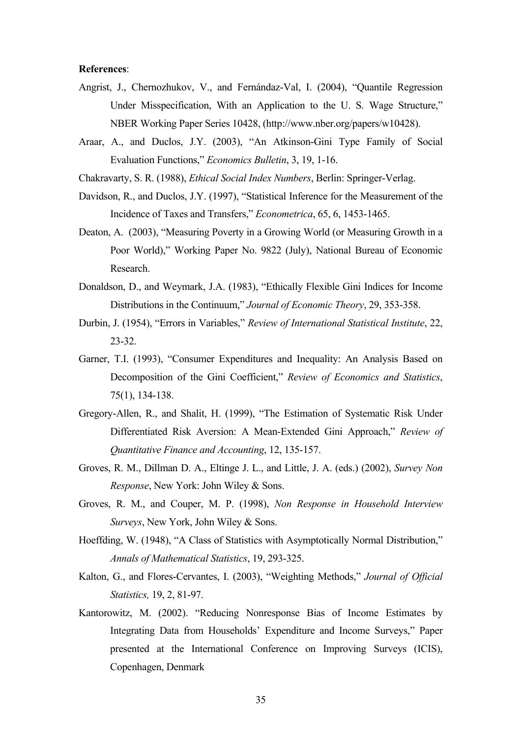**References**:

Angrist, J., Chernozhukov, V., and Fernándaz-Val, I. (2004), "Quantile Regression Under Misspecification, With an Application to the U. S. Wage Structure," NBER Working Paper Series 10428, (http://www.nber.org/papers/w10428).

Araar, A., and Duclos, J.Y. (2003), "An Atkinson-Gini Type Family of Social Evaluation Functions," *Economics Bulletin*, 3, 19, 1-16.

Chakravarty, S. R. (1988), *Ethical Social Index Numbers*, Berlin: Springer-Verlag.

Davidson, R., and Duclos, J.Y. (1997), "Statistical Inference for the Measurement of the Incidence of Taxes and Transfers," *Econometrica*, 65, 6, 1453-1465.

Deaton, A. (2003), "Measuring Poverty in a Growing World (or Measuring Growth in a Poor World)," Working Paper No. 9822 (July), National Bureau of Economic Research.

Donaldson, D., and Weymark, J.A. (1983), "Ethically Flexible Gini Indices for Income Distributions in the Continuum," *Journal of Economic Theory*, 29, 353-358.

Durbin, J. (1954), "Errors in Variables," *Review of International Statistical Institute*, 22, 23-32.

Garner, T.I. (1993), "Consumer Expenditures and Inequality: An Analysis Based on Decomposition of the Gini Coefficient," *Review of Economics and Statistics*, 75(1), 134-138.

Gregory-Allen, R., and Shalit, H. (1999), "The Estimation of Systematic Risk Under Differentiated Risk Aversion: A Mean-Extended Gini Approach," *Review of Quantitative Finance and Accounting*, 12, 135-157.

Groves, R. M., Dillman D. A., Eltinge J. L., and Little, J. A. (eds.) (2002), *Survey Non Response*, New York: John Wiley & Sons.

Groves, R. M., and Couper, M. P. (1998), *Non Response in Household Interview Surveys*, New York, John Wiley & Sons.

Hoeffding, W. (1948), "A Class of Statistics with Asymptotically Normal Distribution," *Annals of Mathematical Statistics*, 19, 293-325.

Kalton, G., and Flores-Cervantes, I. (2003), "Weighting Methods," *Journal of Official Statistics,* 19, 2, 81-97.

Kantorowitz, M. (2002). "Reducing Nonresponse Bias of Income Estimates by Integrating Data from Households' Expenditure and Income Surveys," Paper presented at the International Conference on Improving Surveys (ICIS), Copenhagen, Denmark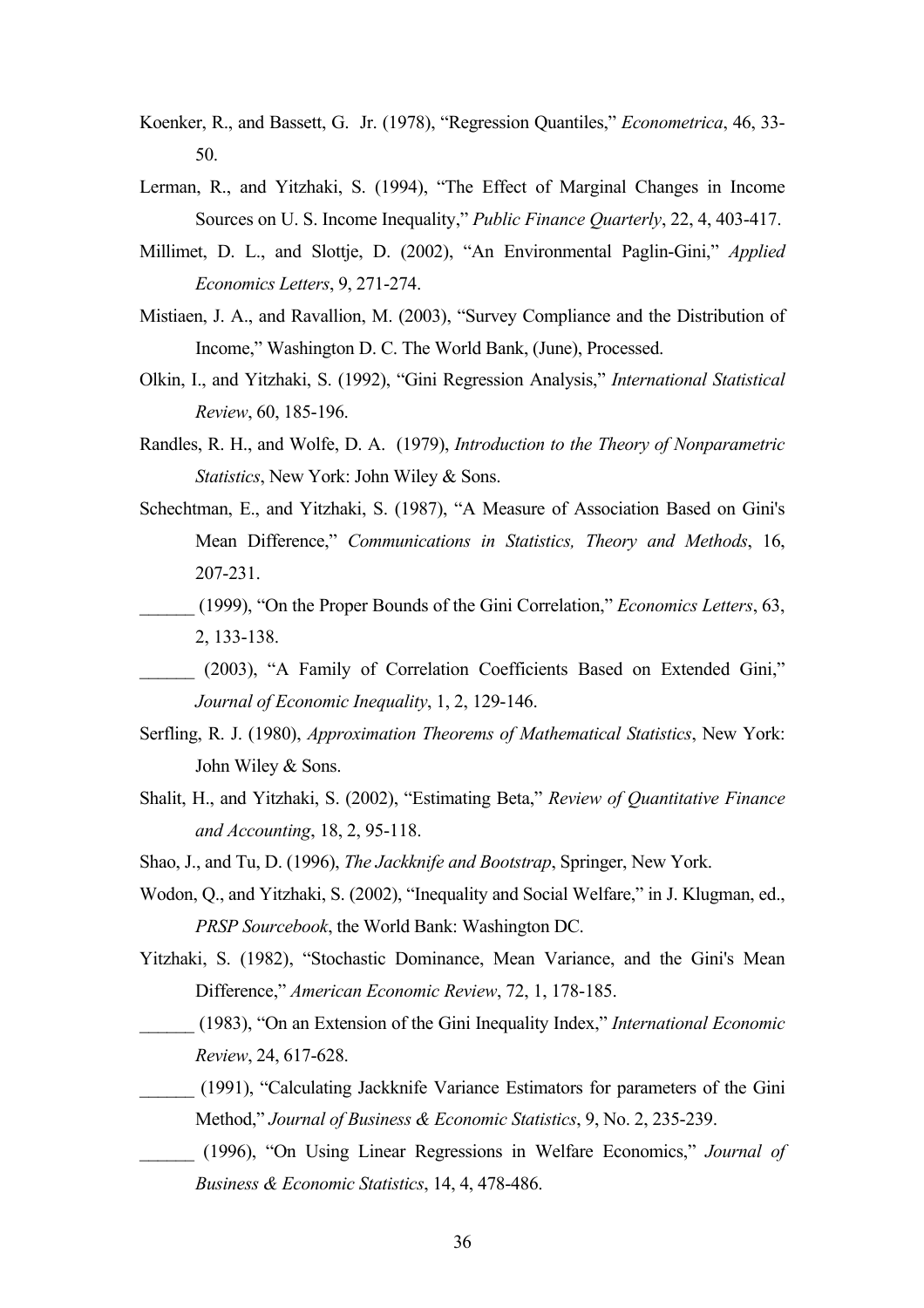Koenker, R., and Bassett, G. Jr. (1978), "Regression Quantiles," *Econometrica*, 46, 33-50.

Lerman, R., and Yitzhaki, S. (1994), "The Effect of Marginal Changes in Income Sources on U. S. Income Inequality," *Public Finance Quarterly*, 22, 4, 403-417.

Millimet, D. L., and Slottje, D. (2002), "An Environmental Paglin-Gini," *Applied Economics Letters*, 9, 271-274.

Mistiaen, J. A., and Ravallion, M. (2003), "Survey Compliance and the Distribution of Income," Washington D. C. The World Bank, (June), Processed.

Olkin, I., and Yitzhaki, S. (1992), "Gini Regression Analysis," *International Statistical Review*, 60, 185-196.

Randles, R. H., and Wolfe, D. A. (1979), *Introduction to the Theory of Nonparametric Statistics*, New York: John Wiley & Sons.

Schechtman, E., and Yitzhaki, S. (1987), "A Measure of Association Based on Gini's Mean Difference," *Communications in Statistics, Theory and Methods*, 16, 207-231.

______ (1999), "On the Proper Bounds of the Gini Correlation," *Economics Letters*, 63, 2, 133-138.

______ (2003), "A Family of Correlation Coefficients Based on Extended Gini," *Journal of Economic Inequality*, 1, 2, 129-146.

Serfling, R. J. (1980), *Approximation Theorems of Mathematical Statistics*, New York: John Wiley & Sons.

Shalit, H., and Yitzhaki, S. (2002), "Estimating Beta," *Review of Quantitative Finance and Accounting*, 18, 2, 95-118.

Shao, J., and Tu, D. (1996), *The Jackknife and Bootstrap*, Springer, New York.

Wodon, Q., and Yitzhaki, S. (2002), "Inequality and Social Welfare," in J. Klugman, ed., *PRSP Sourcebook*, the World Bank: Washington DC.

Yitzhaki, S. (1982), "Stochastic Dominance, Mean Variance, and the Gini's Mean Difference," *American Economic Review*, 72, 1, 178-185.

______ (1983), "On an Extension of the Gini Inequality Index," *International Economic Review*, 24, 617-628.

______ (1991), "Calculating Jackknife Variance Estimators for parameters of the Gini Method," *Journal of Business & Economic Statistics*, 9, No. 2, 235-239.

______ (1996), "On Using Linear Regressions in Welfare Economics," *Journal of Business & Economic Statistics*, 14, 4, 478-486.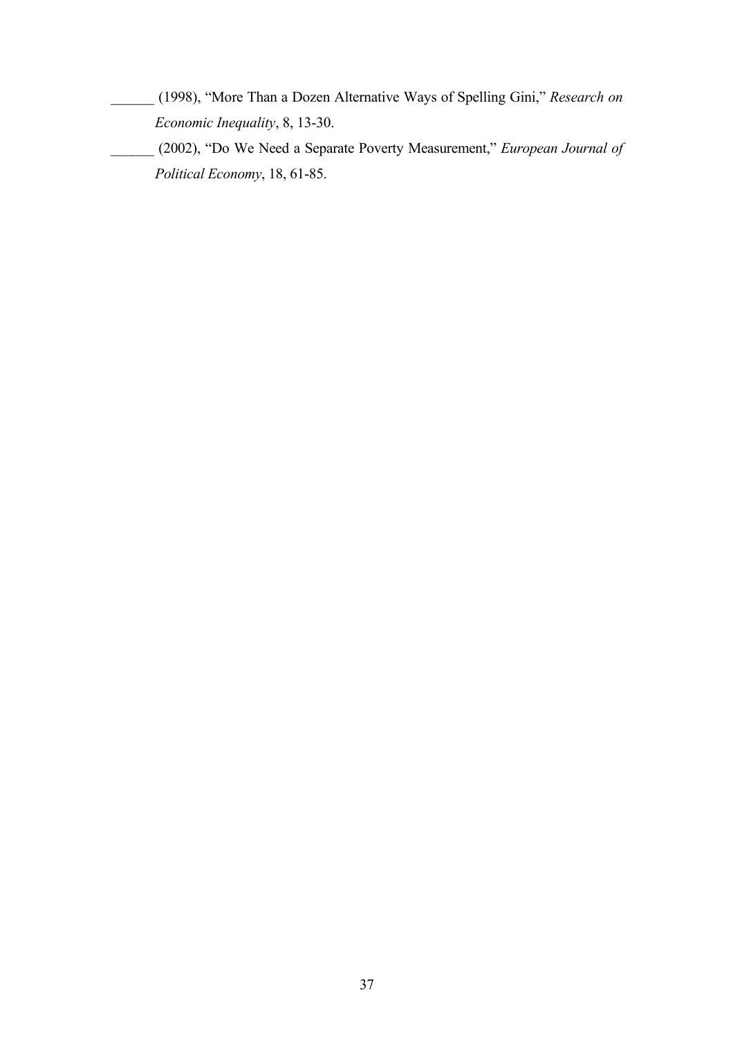______ (1998), "More Than a Dozen Alternative Ways of Spelling Gini," *Research on Economic Inequality*, 8, 13-30.

______ (2002), "Do We Need a Separate Poverty Measurement," *European Journal of Political Economy*, 18, 61-85.